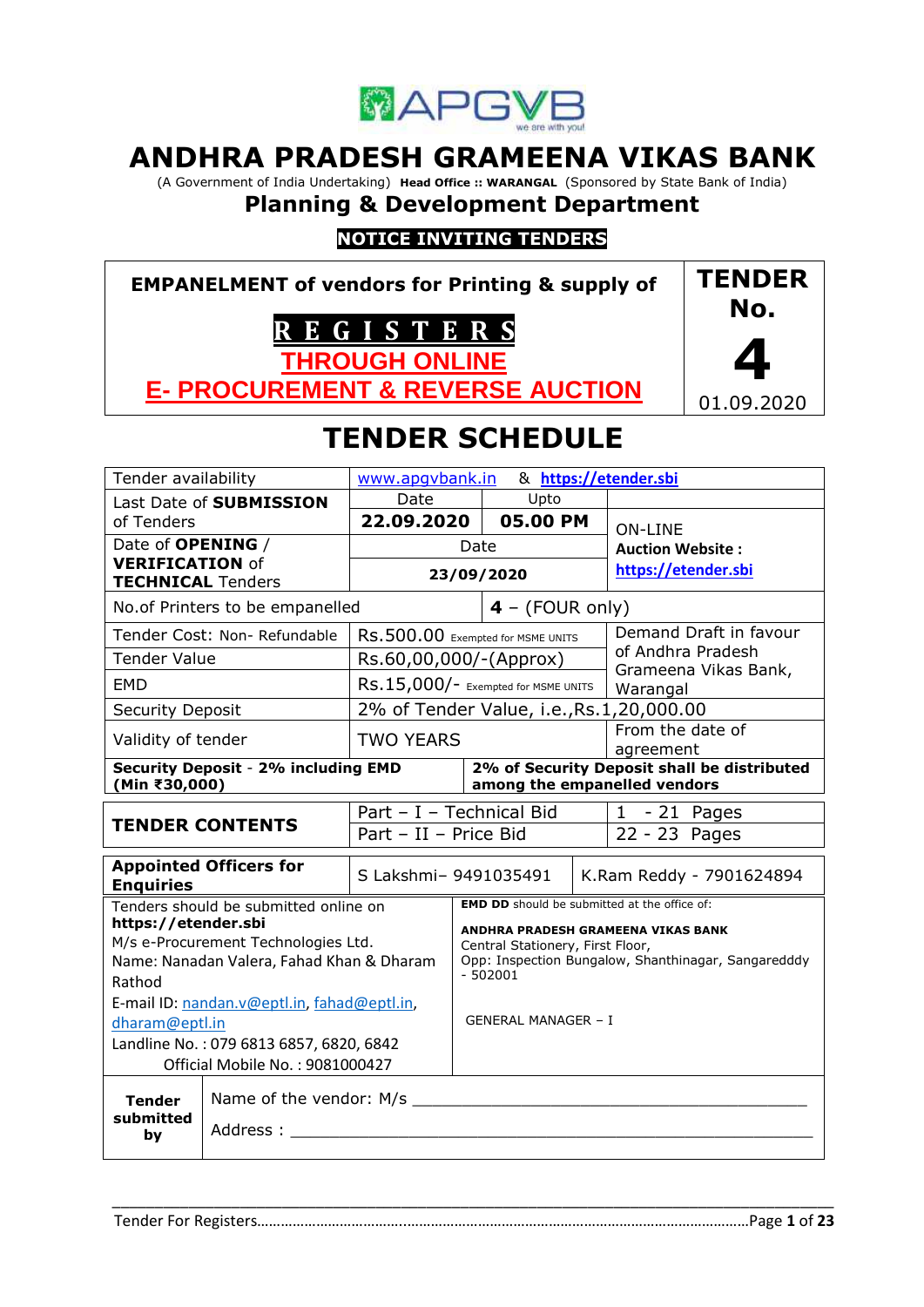# ANDHRA PRADESH GRAMEENA VIKAS BANK

(A Government of India Undertaking) **Head Office :: WARANGAL** (Sponsored by State Bank of India)

## Planning & Development Department

**NOTICE INVITING TENDERS**

| **EMPANELMENT of vendors for Printing & supply of** **REGISTERS** **THROUGH ONLINE E- PROCUREMENT & REVERSE AUCTION** | **TENDER No.** **4** 01.09.2020 |
|---|---|

# TENDER SCHEDULE

| | | | |
|---|---|---|---|
| Tender availability | www.apgvbank.in & **https://etender.sbi** | | |
| Last Date of **SUBMISSION** of Tenders | Date **22.09.2020** | Upto **05.00 PM** | ON-LINE **Auction Website :** **https://etender.sbi** |
| Date of **OPENING** / **VERIFICATION** of **TECHNICAL** Tenders | Date **23/09/2020** | | |
| No.of Printers to be empanelled | **4** – (FOUR only) | | |
| Tender Cost: Non- Refundable | Rs.500.00 Exempted for MSME UNITS | | Demand Draft in favour of Andhra Pradesh Grameena Vikas Bank, Warangal |
| Tender Value | Rs.60,00,000/-(Approx) | | |
| EMD | Rs.15,000/- Exempted for MSME UNITS | | |
| Security Deposit | 2% of Tender Value, i.e.,Rs.1,20,000.00 | | |
| Validity of tender | TWO YEARS | | From the date of agreement |
| **Security Deposit - 2% including EMD (Min ₹30,000)** | **2% of Security Deposit shall be distributed among the empanelled vendors** | | |

| | | |
|---|---|---|
| **TENDER CONTENTS** | Part – I – Technical Bid | 1 - 21 Pages |
| | Part – II – Price Bid | 22 - 23 Pages |

| | | |
|---|---|---|
| **Appointed Officers for Enquiries** | S Lakshmi– 9491035491 | K.Ram Reddy - 7901624894 |

| | |
|---|---|
| Tenders should be submitted online on **https://etender.sbi** M/s e-Procurement Technologies Ltd. Name: Nanadan Valera, Fahad Khan & Dharam Rathod E-mail ID: nandan.v@eptl.in, fahad@eptl.in, dharam@eptl.in Landline No. : 079 6813 6857, 6820, 6842 Official Mobile No. : 9081000427 | **EMD DD** should be submitted at the office of: **ANDHRA PRADESH GRAMEENA VIKAS BANK** Central Stationery, First Floor, Opp: Inspection Bungalow, Shanthinagar, Sangaredddy - 502001 GENERAL MANAGER – I |

| | |
|---|---|
| **Tender submitted by** | Name of the vendor: M/s ________________________________________ Address : ____________________________________________________ |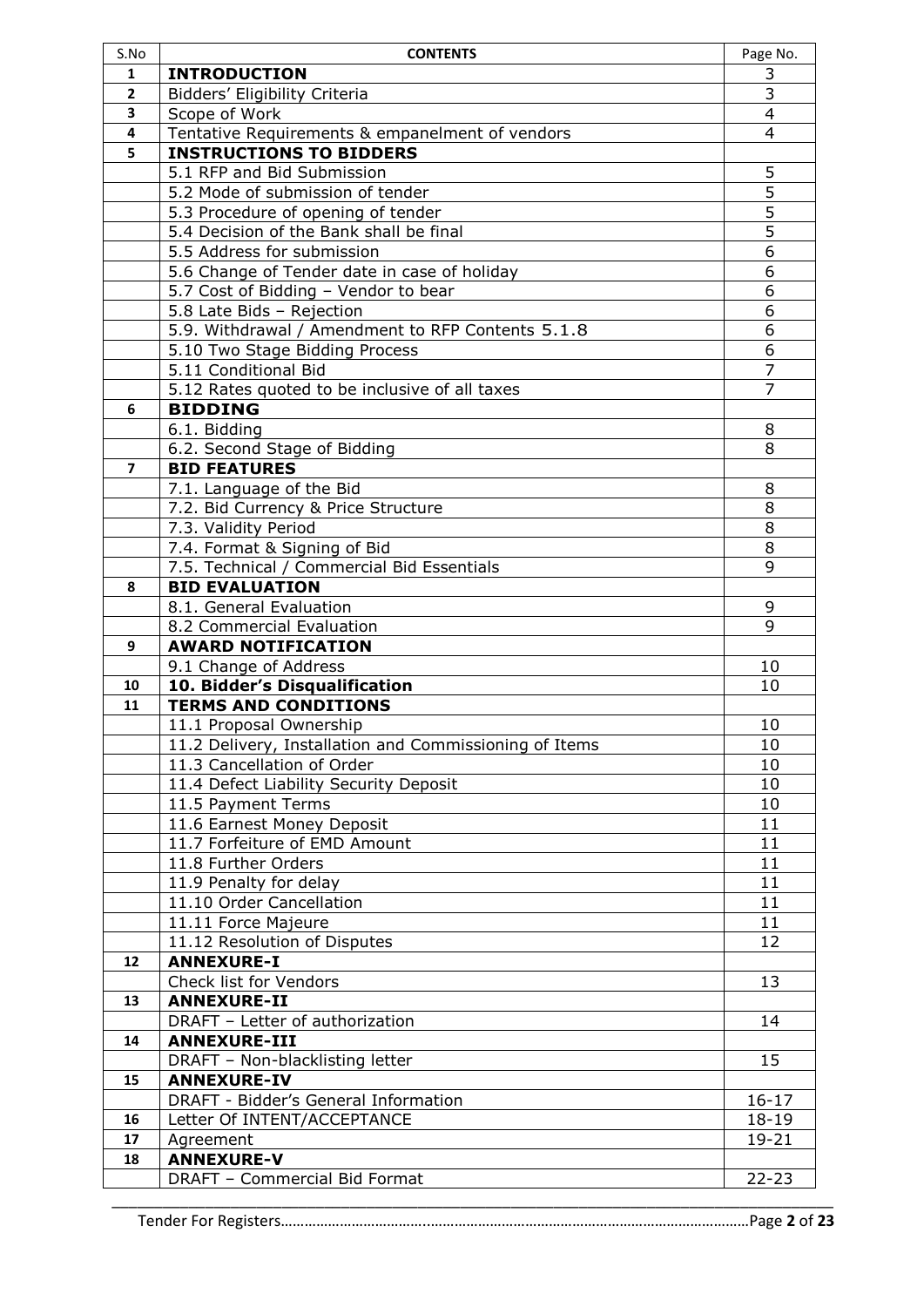| S.No | CONTENTS | Page No. |
|---|---|---|
| 1 | **INTRODUCTION** | 3 |
| 2 | Bidders' Eligibility Criteria | 3 |
| 3 | Scope of Work | 4 |
| 4 | Tentative Requirements & empanelment of vendors | 4 |
| 5 | **INSTRUCTIONS TO BIDDERS** | |
| | 5.1 RFP and Bid Submission | 5 |
| | 5.2 Mode of submission of tender | 5 |
| | 5.3 Procedure of opening of tender | 5 |
| | 5.4 Decision of the Bank shall be final | 5 |
| | 5.5 Address for submission | 6 |
| | 5.6 Change of Tender date in case of holiday | 6 |
| | 5.7 Cost of Bidding – Vendor to bear | 6 |
| | 5.8 Late Bids – Rejection | 6 |
| | 5.9. Withdrawal / Amendment to RFP Contents 5.1.8 | 6 |
| | 5.10 Two Stage Bidding Process | 6 |
| | 5.11 Conditional Bid | 7 |
| | 5.12 Rates quoted to be inclusive of all taxes | 7 |
| 6 | **BIDDING** | |
| | 6.1. Bidding | 8 |
| | 6.2. Second Stage of Bidding | 8 |
| 7 | **BID FEATURES** | |
| | 7.1. Language of the Bid | 8 |
| | 7.2. Bid Currency & Price Structure | 8 |
| | 7.3. Validity Period | 8 |
| | 7.4. Format & Signing of Bid | 8 |
| | 7.5. Technical / Commercial Bid Essentials | 9 |
| 8 | **BID EVALUATION** | |
| | 8.1. General Evaluation | 9 |
| | 8.2 Commercial Evaluation | 9 |
| 9 | **AWARD NOTIFICATION** | |
| | 9.1 Change of Address | 10 |
| 10 | **10. Bidder's Disqualification** | 10 |
| 11 | **TERMS AND CONDITIONS** | |
| | 11.1 Proposal Ownership | 10 |
| | 11.2 Delivery, Installation and Commissioning of Items | 10 |
| | 11.3 Cancellation of Order | 10 |
| | 11.4 Defect Liability Security Deposit | 10 |
| | 11.5 Payment Terms | 10 |
| | 11.6 Earnest Money Deposit | 11 |
| | 11.7 Forfeiture of EMD Amount | 11 |
| | 11.8 Further Orders | 11 |
| | 11.9 Penalty for delay | 11 |
| | 11.10 Order Cancellation | 11 |
| | 11.11 Force Majeure | 11 |
| | 11.12 Resolution of Disputes | 12 |
| 12 | **ANNEXURE-I** | |
| | Check list for Vendors | 13 |
| 13 | **ANNEXURE-II** | |
| | DRAFT – Letter of authorization | 14 |
| 14 | **ANNEXURE-III** | |
| | DRAFT – Non-blacklisting letter | 15 |
| 15 | **ANNEXURE-IV** | |
| | DRAFT - Bidder's General Information | 16-17 |
| 16 | Letter Of INTENT/ACCEPTANCE | 18-19 |
| 17 | Agreement | 19-21 |
| 18 | **ANNEXURE-V** | |
| | DRAFT – Commercial Bid Format | 22-23 |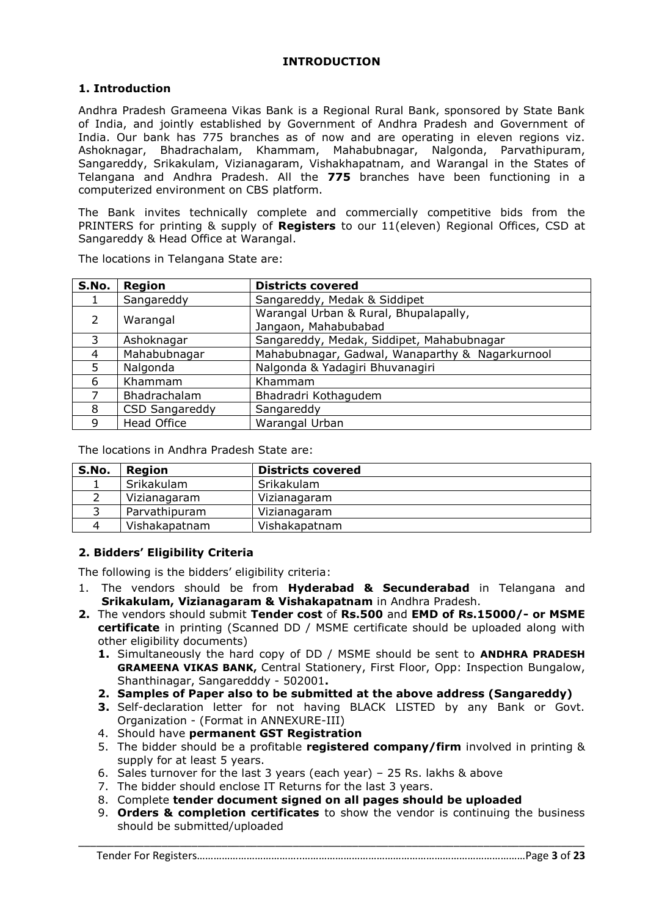## INTRODUCTION

### 1. Introduction

Andhra Pradesh Grameena Vikas Bank is a Regional Rural Bank, sponsored by State Bank of India, and jointly established by Government of Andhra Pradesh and Government of India. Our bank has 775 branches as of now and are operating in eleven regions viz. Ashoknagar, Bhadrachalam, Khammam, Mahabubnagar, Nalgonda, Parvathipuram, Sangareddy, Srikakulam, Vizianagaram, Vishakhapatnam, and Warangal in the States of Telangana and Andhra Pradesh. All the **775** branches have been functioning in a computerized environment on CBS platform.

The Bank invites technically complete and commercially competitive bids from the PRINTERS for printing & supply of **Registers** to our 11(eleven) Regional Offices, CSD at Sangareddy & Head Office at Warangal.

The locations in Telangana State are:

| S.No. | Region | Districts covered |
|---|---|---|
| 1 | Sangareddy | Sangareddy, Medak & Siddipet |
| 2 | Warangal | Warangal Urban & Rural, Bhupalapally, Jangaon, Mahabubabad |
| 3 | Ashoknagar | Sangareddy, Medak, Siddipet, Mahabubnagar |
| 4 | Mahabubnagar | Mahabubnagar, Gadwal, Wanaparthy & Nagarkurnool |
| 5 | Nalgonda | Nalgonda & Yadagiri Bhuvanagiri |
| 6 | Khammam | Khammam |
| 7 | Bhadrachalam | Bhadradri Kothagudem |
| 8 | CSD Sangareddy | Sangareddy |
| 9 | Head Office | Warangal Urban |

The locations in Andhra Pradesh State are:

| S.No. | Region | Districts covered |
|---|---|---|
| 1 | Srikakulam | Srikakulam |
| 2 | Vizianagaram | Vizianagaram |
| 3 | Parvathipuram | Vizianagaram |
| 4 | Vishakapatnam | Vishakapatnam |

### 2. Bidders' Eligibility Criteria

The following is the bidders' eligibility criteria:

1. The vendors should be from **Hyderabad & Secunderabad** in Telangana and **Srikakulam, Vizianagaram & Vishakapatnam** in Andhra Pradesh.
2. The vendors should submit **Tender cost** of **Rs.500** and **EMD of Rs.15000/- or MSME certificate** in printing (Scanned DD / MSME certificate should be uploaded along with other eligibility documents)
   1. Simultaneously the hard copy of DD / MSME should be sent to **ANDHRA PRADESH GRAMEENA VIKAS BANK,** Central Stationery, First Floor, Opp: Inspection Bungalow, Shanthinagar, Sangaredddy - 502001**.**
   2. **Samples of Paper also to be submitted at the above address (Sangareddy)**
   3. Self-declaration letter for not having BLACK LISTED by any Bank or Govt. Organization - (Format in ANNEXURE-III)
   4. Should have **permanent GST Registration**
   5. The bidder should be a profitable **registered company/firm** involved in printing & supply for at least 5 years.
   6. Sales turnover for the last 3 years (each year) – 25 Rs. lakhs & above
   7. The bidder should enclose IT Returns for the last 3 years.
   8. Complete **tender document signed on all pages should be uploaded**
   9. **Orders & completion certificates** to show the vendor is continuing the business should be submitted/uploaded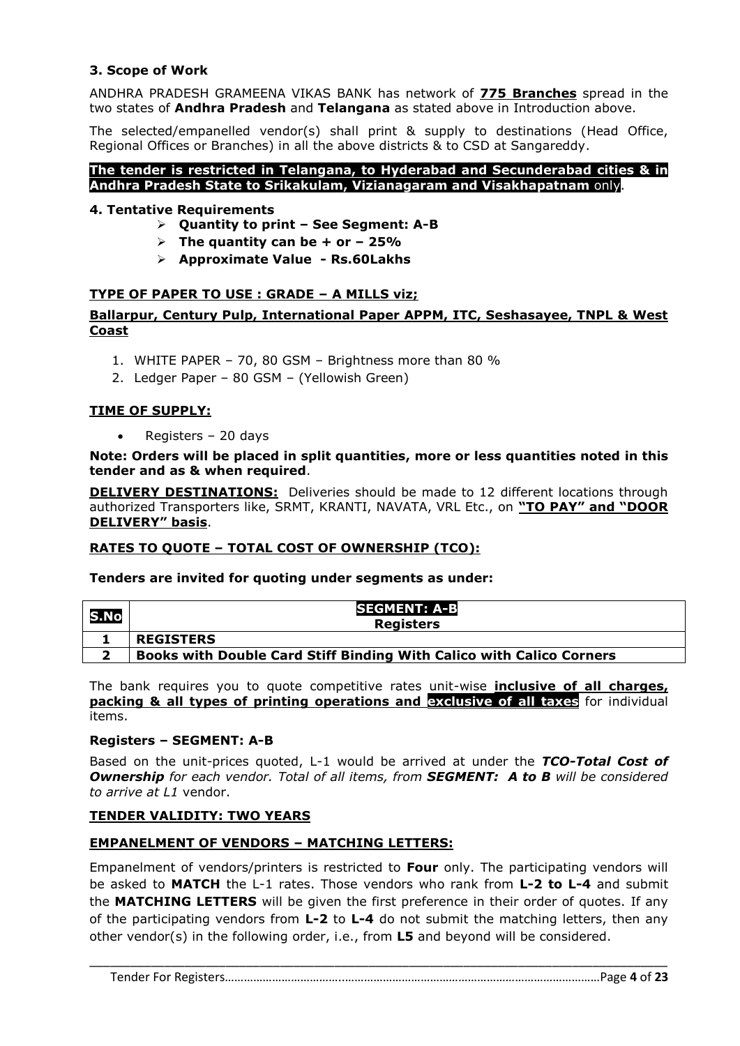### 3. Scope of Work

ANDHRA PRADESH GRAMEENA VIKAS BANK has network of **775 Branches** spread in the two states of **Andhra Pradesh** and **Telangana** as stated above in Introduction above.

The selected/empanelled vendor(s) shall print & supply to destinations (Head Office, Regional Offices or Branches) in all the above districts & to CSD at Sangareddy.

**The tender is restricted in Telangana, to Hyderabad and Secunderabad cities & in Andhra Pradesh State to Srikakulam, Vizianagaram and Visakhapatnam** only.

### 4. Tentative Requirements

- **Quantity to print – See Segment: A-B**
- **The quantity can be + or – 25%**
- **Approximate Value - Rs.60Lakhs**

**TYPE OF PAPER TO USE : GRADE – A MILLS viz;**

**Ballarpur, Century Pulp, International Paper APPM, ITC, Seshasayee, TNPL & West Coast**

1. WHITE PAPER – 70, 80 GSM – Brightness more than 80 %
2. Ledger Paper – 80 GSM – (Yellowish Green)

**TIME OF SUPPLY:**

- Registers – 20 days

**Note: Orders will be placed in split quantities, more or less quantities noted in this tender and as & when required**.

**DELIVERY DESTINATIONS:** Deliveries should be made to 12 different locations through authorized Transporters like, SRMT, KRANTI, NAVATA, VRL Etc., on **"TO PAY" and "DOOR DELIVERY" basis**.

**RATES TO QUOTE – TOTAL COST OF OWNERSHIP (TCO):**

**Tenders are invited for quoting under segments as under:**

| S.No | SEGMENT: A-B<br>Registers |
|---|---|
| 1 | **REGISTERS** |
| 2 | **Books with Double Card Stiff Binding With Calico with Calico Corners** |

The bank requires you to quote competitive rates unit-wise **inclusive of all charges, packing & all types of printing operations and exclusive of all taxes** for individual items.

**Registers – SEGMENT: A-B**

Based on the unit-prices quoted, L-1 would be arrived at under the ***TCO-Total Cost of Ownership*** *for each vendor. Total of all items, from* ***SEGMENT: A to B*** *will be considered to arrive at L1* vendor.

**TENDER VALIDITY: TWO YEARS**

**EMPANELMENT OF VENDORS – MATCHING LETTERS:**

Empanelment of vendors/printers is restricted to **Four** only. The participating vendors will be asked to **MATCH** the L-1 rates. Those vendors who rank from **L-2 to L-4** and submit the **MATCHING LETTERS** will be given the first preference in their order of quotes. If any of the participating vendors from **L-2** to **L-4** do not submit the matching letters, then any other vendor(s) in the following order, i.e., from **L5** and beyond will be considered.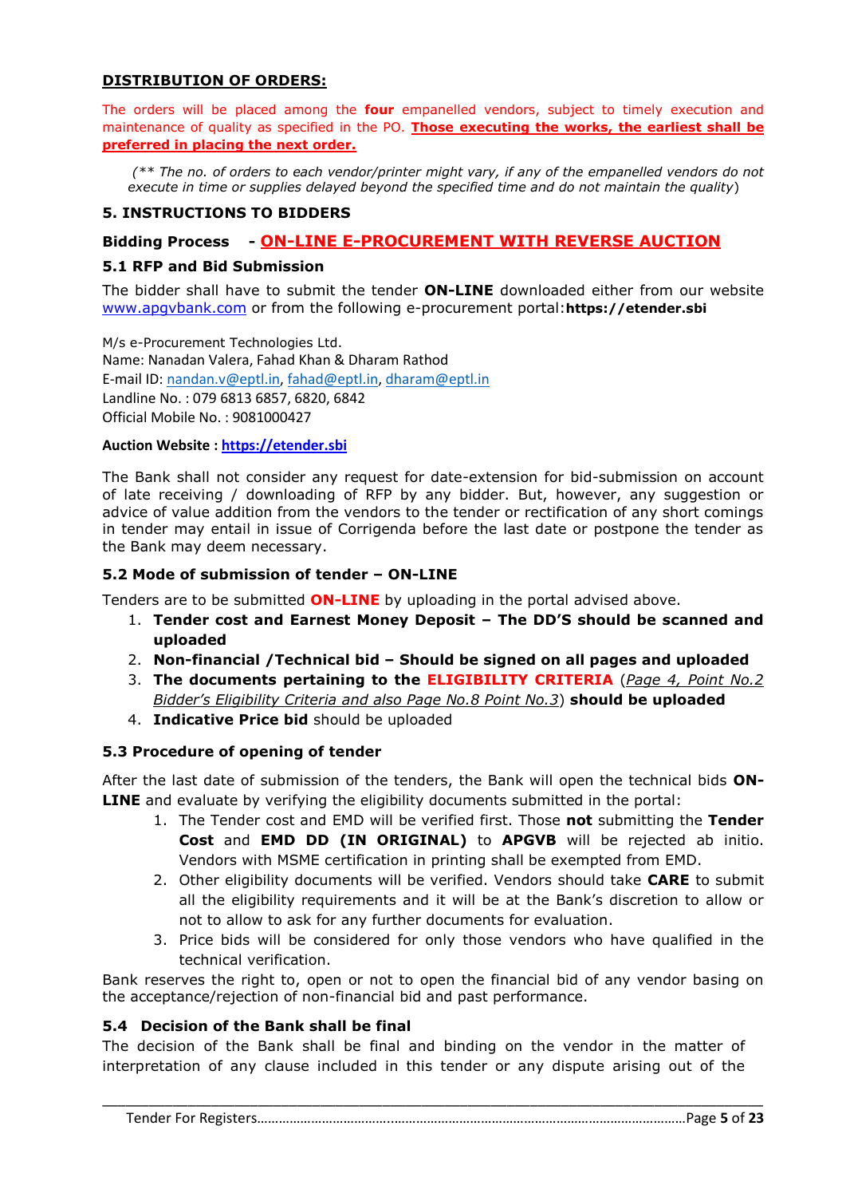**DISTRIBUTION OF ORDERS:**

The orders will be placed among the **four** empanelled vendors, subject to timely execution and maintenance of quality as specified in the PO. **Those executing the works, the earliest shall be preferred in placing the next order.**

*(\*\* The no. of orders to each vendor/printer might vary, if any of the empanelled vendors do not execute in time or supplies delayed beyond the specified time and do not maintain the quality*)

## 5. INSTRUCTIONS TO BIDDERS

**Bidding Process - ON-LINE E-PROCUREMENT WITH REVERSE AUCTION**

### 5.1 RFP and Bid Submission

The bidder shall have to submit the tender **ON-LINE** downloaded either from our website www.apgvbank.com or from the following e-procurement portal:**https://etender.sbi**

M/s e-Procurement Technologies Ltd.
Name: Nanadan Valera, Fahad Khan & Dharam Rathod
E-mail ID: nandan.v@eptl.in, fahad@eptl.in, dharam@eptl.in
Landline No. : 079 6813 6857, 6820, 6842
Official Mobile No. : 9081000427

**Auction Website : https://etender.sbi**

The Bank shall not consider any request for date-extension for bid-submission on account of late receiving / downloading of RFP by any bidder. But, however, any suggestion or advice of value addition from the vendors to the tender or rectification of any short comings in tender may entail in issue of Corrigenda before the last date or postpone the tender as the Bank may deem necessary.

### 5.2 Mode of submission of tender – ON-LINE

Tenders are to be submitted **ON-LINE** by uploading in the portal advised above.

1. **Tender cost and Earnest Money Deposit – The DD'S should be scanned and uploaded**
2. **Non-financial /Technical bid – Should be signed on all pages and uploaded**
3. **The documents pertaining to the ELIGIBILITY CRITERIA** (*Page 4, Point No.2 Bidder's Eligibility Criteria and also Page No.8 Point No.3*) **should be uploaded**
4. **Indicative Price bid** should be uploaded

### 5.3 Procedure of opening of tender

After the last date of submission of the tenders, the Bank will open the technical bids **ON-LINE** and evaluate by verifying the eligibility documents submitted in the portal:

1. The Tender cost and EMD will be verified first. Those **not** submitting the **Tender Cost** and **EMD DD (IN ORIGINAL)** to **APGVB** will be rejected ab initio. Vendors with MSME certification in printing shall be exempted from EMD.
2. Other eligibility documents will be verified. Vendors should take **CARE** to submit all the eligibility requirements and it will be at the Bank's discretion to allow or not to allow to ask for any further documents for evaluation.
3. Price bids will be considered for only those vendors who have qualified in the technical verification.

Bank reserves the right to, open or not to open the financial bid of any vendor basing on the acceptance/rejection of non-financial bid and past performance.

### 5.4 Decision of the Bank shall be final

The decision of the Bank shall be final and binding on the vendor in the matter of interpretation of any clause included in this tender or any dispute arising out of the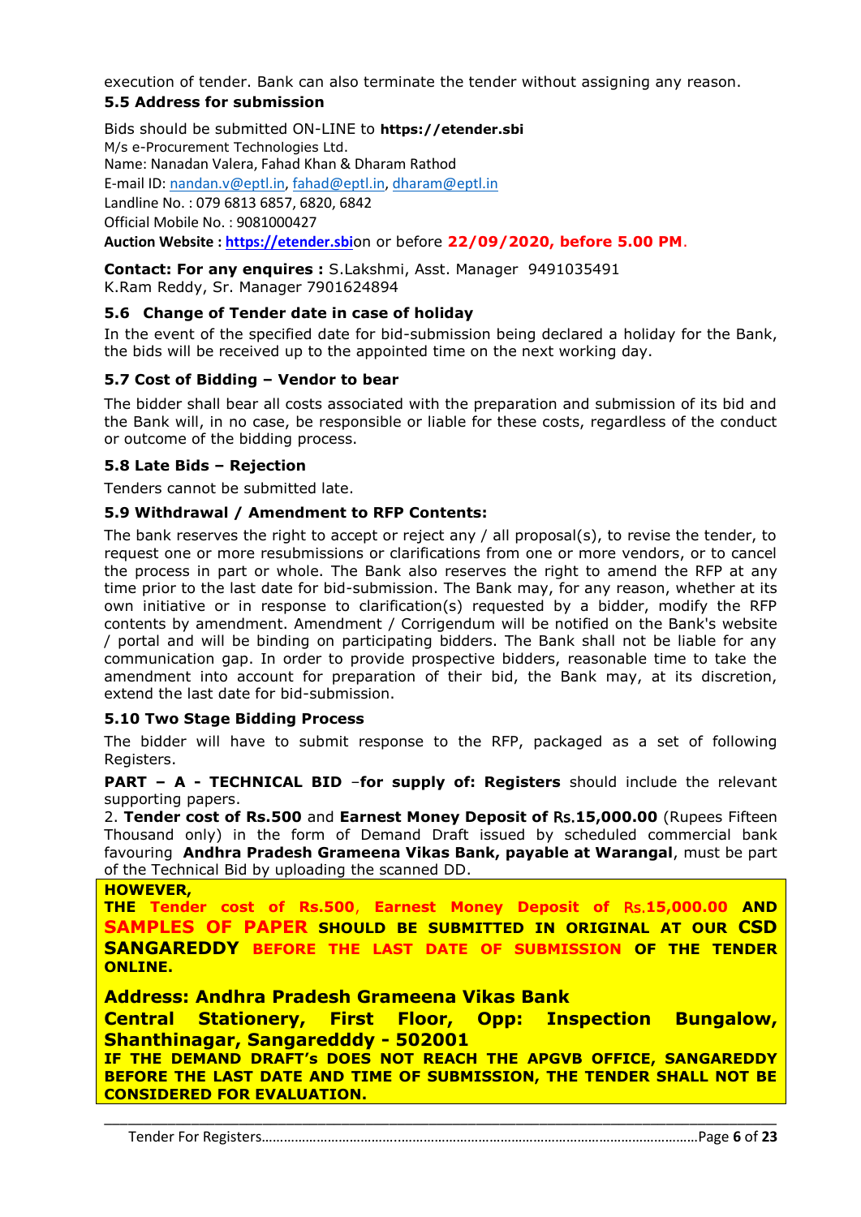execution of tender. Bank can also terminate the tender without assigning any reason.

### 5.5 Address for submission

Bids should be submitted ON-LINE to **https://etender.sbi**
M/s e-Procurement Technologies Ltd.
Name: Nanadan Valera, Fahad Khan & Dharam Rathod
E-mail ID: nandan.v@eptl.in, fahad@eptl.in, dharam@eptl.in
Landline No. : 079 6813 6857, 6820, 6842
Official Mobile No. : 9081000427
**Auction Website : https://etender.sbi**on or before **22/09/2020, before 5.00 PM**.

**Contact: For any enquires :** S.Lakshmi, Asst. Manager 9491035491
K.Ram Reddy, Sr. Manager 7901624894

### 5.6 Change of Tender date in case of holiday

In the event of the specified date for bid-submission being declared a holiday for the Bank, the bids will be received up to the appointed time on the next working day.

### 5.7 Cost of Bidding – Vendor to bear

The bidder shall bear all costs associated with the preparation and submission of its bid and the Bank will, in no case, be responsible or liable for these costs, regardless of the conduct or outcome of the bidding process.

### 5.8 Late Bids – Rejection

Tenders cannot be submitted late.

### 5.9 Withdrawal / Amendment to RFP Contents:

The bank reserves the right to accept or reject any / all proposal(s), to revise the tender, to request one or more resubmissions or clarifications from one or more vendors, or to cancel the process in part or whole. The Bank also reserves the right to amend the RFP at any time prior to the last date for bid-submission. The Bank may, for any reason, whether at its own initiative or in response to clarification(s) requested by a bidder, modify the RFP contents by amendment. Amendment / Corrigendum will be notified on the Bank's website / portal and will be binding on participating bidders. The Bank shall not be liable for any communication gap. In order to provide prospective bidders, reasonable time to take the amendment into account for preparation of their bid, the Bank may, at its discretion, extend the last date for bid-submission.

### 5.10 Two Stage Bidding Process

The bidder will have to submit response to the RFP, packaged as a set of following Registers.

**PART – A - TECHNICAL BID** –**for supply of: Registers** should include the relevant supporting papers.

2. **Tender cost of Rs.500** and **Earnest Money Deposit of Rs.15,000.00** (Rupees Fifteen Thousand only) in the form of Demand Draft issued by scheduled commercial bank favouring **Andhra Pradesh Grameena Vikas Bank, payable at Warangal**, must be part of the Technical Bid by uploading the scanned DD.

**HOWEVER,**
**THE Tender cost of Rs.500, Earnest Money Deposit of Rs.15,000.00 AND SAMPLES OF PAPER SHOULD BE SUBMITTED IN ORIGINAL AT OUR CSD SANGAREDDY BEFORE THE LAST DATE OF SUBMISSION OF THE TENDER ONLINE.**

**Address: Andhra Pradesh Grameena Vikas Bank**
**Central Stationery, First Floor, Opp: Inspection Bungalow, Shanthinagar, Sangaredddy - 502001**

**IF THE DEMAND DRAFT's DOES NOT REACH THE APGVB OFFICE, SANGAREDDY BEFORE THE LAST DATE AND TIME OF SUBMISSION, THE TENDER SHALL NOT BE CONSIDERED FOR EVALUATION.**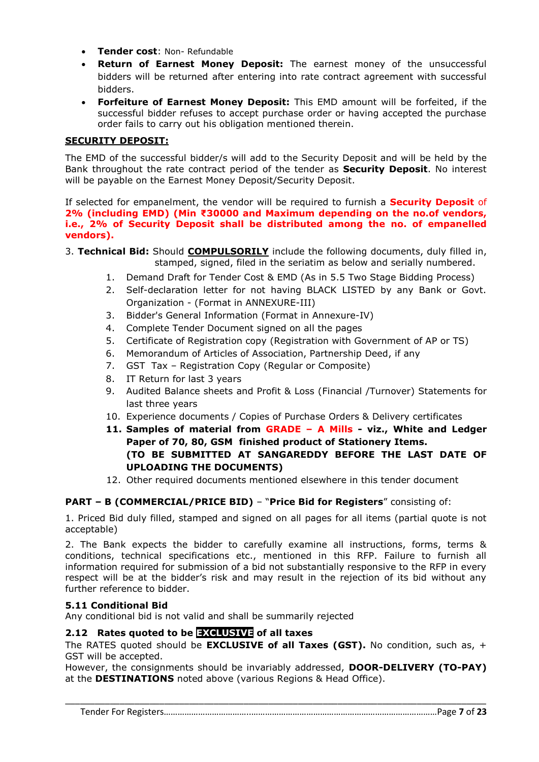- **Tender cost**: Non- Refundable
- **Return of Earnest Money Deposit:** The earnest money of the unsuccessful bidders will be returned after entering into rate contract agreement with successful bidders.
- **Forfeiture of Earnest Money Deposit:** This EMD amount will be forfeited, if the successful bidder refuses to accept purchase order or having accepted the purchase order fails to carry out his obligation mentioned therein.

**SECURITY DEPOSIT:**

The EMD of the successful bidder/s will add to the Security Deposit and will be held by the Bank throughout the rate contract period of the tender as **Security Deposit**. No interest will be payable on the Earnest Money Deposit/Security Deposit.

If selected for empanelment, the vendor will be required to furnish a **Security Deposit** of **2% (including EMD) (Min ₹30000 and Maximum depending on the no.of vendors, i.e., 2% of Security Deposit shall be distributed among the no. of empanelled vendors).**

3. **Technical Bid:** Should **COMPULSORILY** include the following documents, duly filled in, stamped, signed, filed in the seriatim as below and serially numbered.
    1. Demand Draft for Tender Cost & EMD (As in 5.5 Two Stage Bidding Process)
    2. Self-declaration letter for not having BLACK LISTED by any Bank or Govt. Organization - (Format in ANNEXURE-III)
    3. Bidder's General Information (Format in Annexure-IV)
    4. Complete Tender Document signed on all the pages
    5. Certificate of Registration copy (Registration with Government of AP or TS)
    6. Memorandum of Articles of Association, Partnership Deed, if any
    7. GST Tax – Registration Copy (Regular or Composite)
    8. IT Return for last 3 years
    9. Audited Balance sheets and Profit & Loss (Financial /Turnover) Statements for last three years
    10. Experience documents / Copies of Purchase Orders & Delivery certificates
    11. **Samples of material from GRADE – A Mills - viz., White and Ledger Paper of 70, 80, GSM finished product of Stationery Items. (TO BE SUBMITTED AT SANGAREDDY BEFORE THE LAST DATE OF UPLOADING THE DOCUMENTS)**
    12. Other required documents mentioned elsewhere in this tender document

**PART – B (COMMERCIAL/PRICE BID)** – "**Price Bid for Registers**" consisting of:

1. Priced Bid duly filled, stamped and signed on all pages for all items (partial quote is not acceptable)

2. The Bank expects the bidder to carefully examine all instructions, forms, terms & conditions, technical specifications etc., mentioned in this RFP. Failure to furnish all information required for submission of a bid not substantially responsive to the RFP in every respect will be at the bidder's risk and may result in the rejection of its bid without any further reference to bidder.

### 5.11 Conditional Bid

Any conditional bid is not valid and shall be summarily rejected

### 2.12 Rates quoted to be EXCLUSIVE of all taxes

The RATES quoted should be **EXCLUSIVE of all Taxes (GST).** No condition, such as, + GST will be accepted.
However, the consignments should be invariably addressed, **DOOR-DELIVERY (TO-PAY)** at the **DESTINATIONS** noted above (various Regions & Head Office).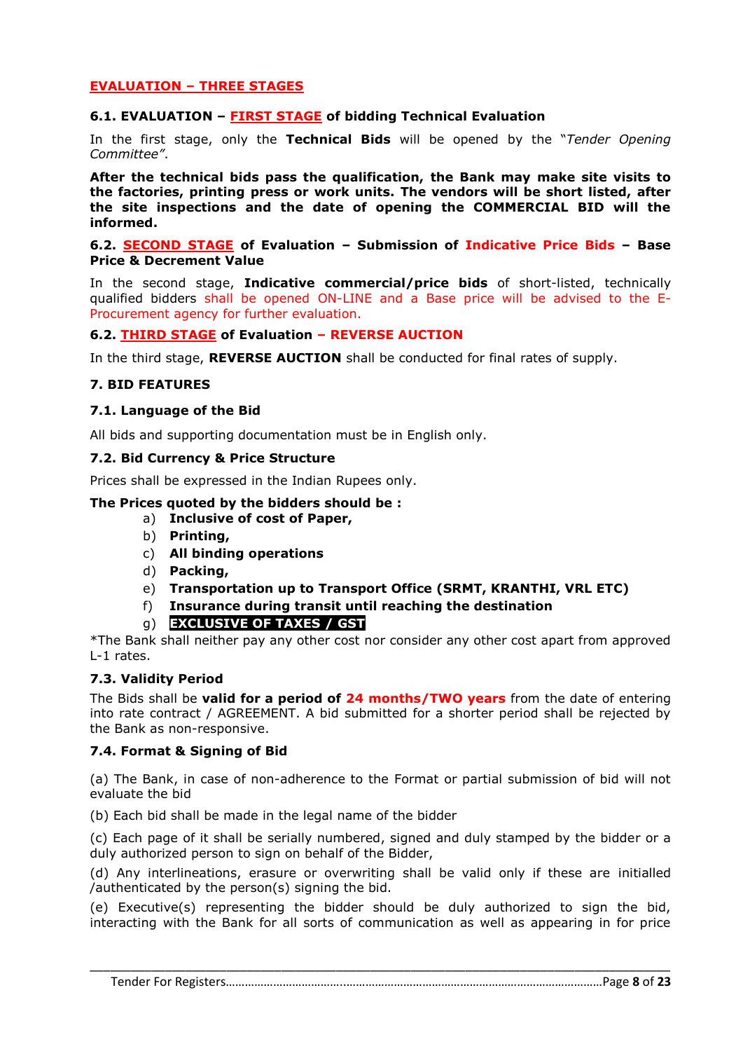## EVALUATION – THREE STAGES

### 6.1. EVALUATION – FIRST STAGE of bidding Technical Evaluation

In the first stage, only the **Technical Bids** will be opened by the "*Tender Opening Committee"*.

**After the technical bids pass the qualification, the Bank may make site visits to the factories, printing press or work units. The vendors will be short listed, after the site inspections and the date of opening the COMMERCIAL BID will the informed.**

### 6.2. SECOND STAGE of Evaluation – Submission of Indicative Price Bids – Base Price & Decrement Value

In the second stage, **Indicative commercial/price bids** of short-listed, technically qualified bidders shall be opened ON-LINE and a Base price will be advised to the E-Procurement agency for further evaluation.

### 6.2. THIRD STAGE of Evaluation – REVERSE AUCTION

In the third stage, **REVERSE AUCTION** shall be conducted for final rates of supply.

### 7. BID FEATURES

#### 7.1. Language of the Bid

All bids and supporting documentation must be in English only.

#### 7.2. Bid Currency & Price Structure

Prices shall be expressed in the Indian Rupees only.

**The Prices quoted by the bidders should be :**

a) **Inclusive of cost of Paper,**
b) **Printing,**
c) **All binding operations**
d) **Packing,**
e) **Transportation up to Transport Office (SRMT, KRANTHI, VRL ETC)**
f) **Insurance during transit until reaching the destination**
g) **EXCLUSIVE OF TAXES / GST**

*The Bank shall neither pay any other cost nor consider any other cost apart from approved L-1 rates.

#### 7.3. Validity Period

The Bids shall be **valid for a period of 24 months/TWO years** from the date of entering into rate contract / AGREEMENT. A bid submitted for a shorter period shall be rejected by the Bank as non-responsive.

#### 7.4. Format & Signing of Bid

(a) The Bank, in case of non-adherence to the Format or partial submission of bid will not evaluate the bid

(b) Each bid shall be made in the legal name of the bidder

(c) Each page of it shall be serially numbered, signed and duly stamped by the bidder or a duly authorized person to sign on behalf of the Bidder,

(d) Any interlineations, erasure or overwriting shall be valid only if these are initialled /authenticated by the person(s) signing the bid.

(e) Executive(s) representing the bidder should be duly authorized to sign the bid, interacting with the Bank for all sorts of communication as well as appearing in for price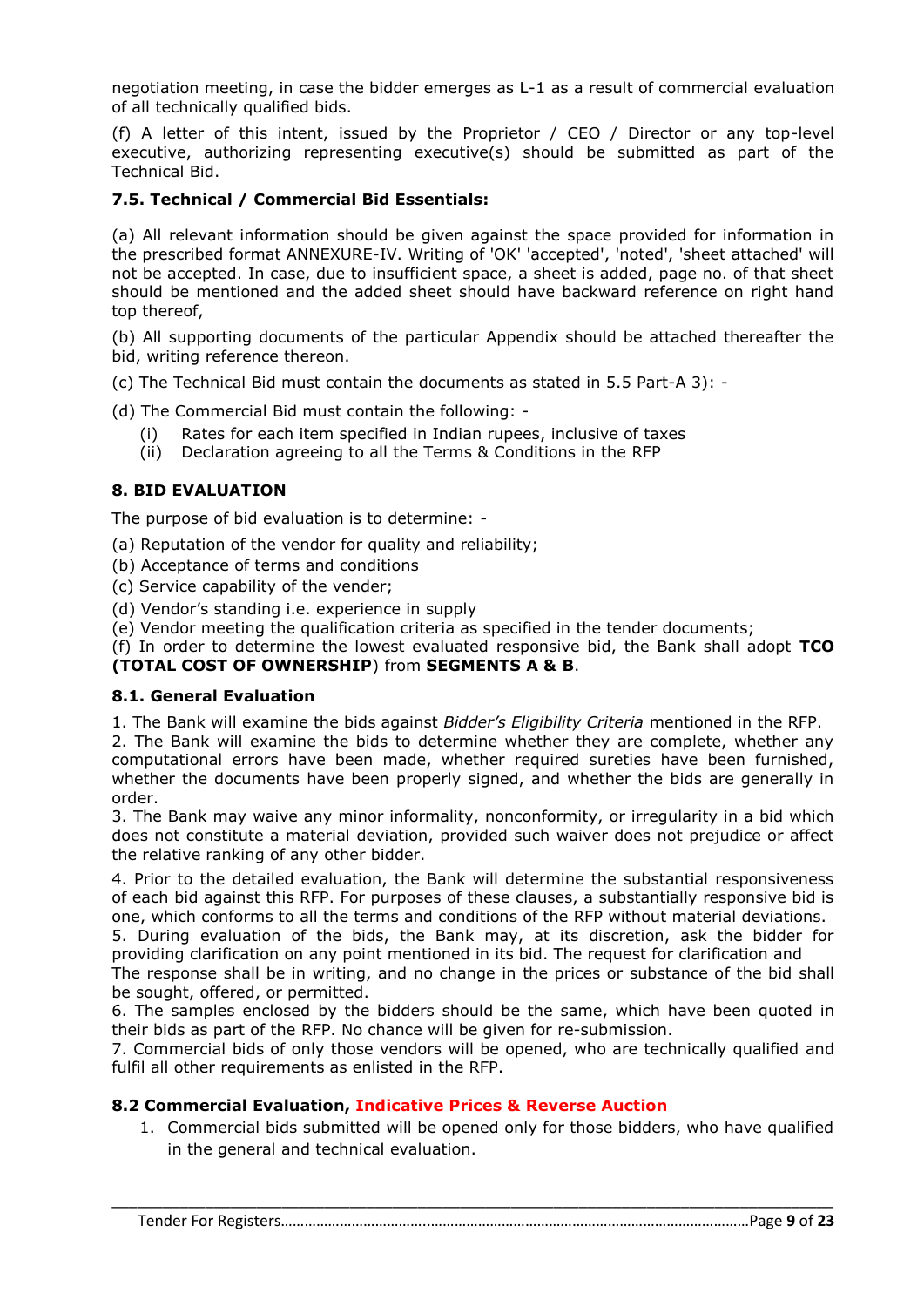negotiation meeting, in case the bidder emerges as L-1 as a result of commercial evaluation of all technically qualified bids.

(f) A letter of this intent, issued by the Proprietor / CEO / Director or any top-level executive, authorizing representing executive(s) should be submitted as part of the Technical Bid.

### 7.5. Technical / Commercial Bid Essentials:

(a) All relevant information should be given against the space provided for information in the prescribed format ANNEXURE-IV. Writing of 'OK' 'accepted', 'noted', 'sheet attached' will not be accepted. In case, due to insufficient space, a sheet is added, page no. of that sheet should be mentioned and the added sheet should have backward reference on right hand top thereof,

(b) All supporting documents of the particular Appendix should be attached thereafter the bid, writing reference thereon.

(c) The Technical Bid must contain the documents as stated in 5.5 Part-A 3): -

(d) The Commercial Bid must contain the following: -

- (i) Rates for each item specified in Indian rupees, inclusive of taxes
- (ii) Declaration agreeing to all the Terms & Conditions in the RFP

## 8. BID EVALUATION

The purpose of bid evaluation is to determine: -

(a) Reputation of the vendor for quality and reliability;
(b) Acceptance of terms and conditions
(c) Service capability of the vender;
(d) Vendor's standing i.e. experience in supply
(e) Vendor meeting the qualification criteria as specified in the tender documents;
(f) In order to determine the lowest evaluated responsive bid, the Bank shall adopt **TCO (TOTAL COST OF OWNERSHIP**) from **SEGMENTS A & B**.

### 8.1. General Evaluation

1. The Bank will examine the bids against *Bidder's Eligibility Criteria* mentioned in the RFP.
2. The Bank will examine the bids to determine whether they are complete, whether any computational errors have been made, whether required sureties have been furnished, whether the documents have been properly signed, and whether the bids are generally in order.
3. The Bank may waive any minor informality, nonconformity, or irregularity in a bid which does not constitute a material deviation, provided such waiver does not prejudice or affect the relative ranking of any other bidder.
4. Prior to the detailed evaluation, the Bank will determine the substantial responsiveness of each bid against this RFP. For purposes of these clauses, a substantially responsive bid is one, which conforms to all the terms and conditions of the RFP without material deviations.
5. During evaluation of the bids, the Bank may, at its discretion, ask the bidder for providing clarification on any point mentioned in its bid. The request for clarification and The response shall be in writing, and no change in the prices or substance of the bid shall be sought, offered, or permitted.
6. The samples enclosed by the bidders should be the same, which have been quoted in their bids as part of the RFP. No chance will be given for re-submission.
7. Commercial bids of only those vendors will be opened, who are technically qualified and fulfil all other requirements as enlisted in the RFP.

### 8.2 Commercial Evaluation, Indicative Prices & Reverse Auction

1. Commercial bids submitted will be opened only for those bidders, who have qualified in the general and technical evaluation.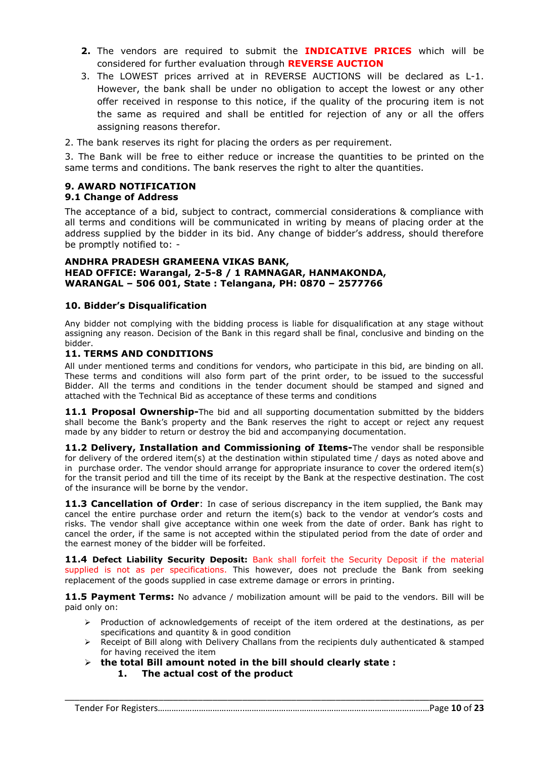2. The vendors are required to submit the **INDICATIVE PRICES** which will be considered for further evaluation through **REVERSE AUCTION**
3. The LOWEST prices arrived at in REVERSE AUCTIONS will be declared as L-1. However, the bank shall be under no obligation to accept the lowest or any other offer received in response to this notice, if the quality of the procuring item is not the same as required and shall be entitled for rejection of any or all the offers assigning reasons therefor.

2. The bank reserves its right for placing the orders as per requirement.

3. The Bank will be free to either reduce or increase the quantities to be printed on the same terms and conditions. The bank reserves the right to alter the quantities.

## 9. AWARD NOTIFICATION

### 9.1 Change of Address

The acceptance of a bid, subject to contract, commercial considerations & compliance with all terms and conditions will be communicated in writing by means of placing order at the address supplied by the bidder in its bid. Any change of bidder's address, should therefore be promptly notified to: -

**ANDHRA PRADESH GRAMEENA VIKAS BANK,**
**HEAD OFFICE: Warangal, 2-5-8 / 1 RAMNAGAR, HANMAKONDA,**
**WARANGAL – 506 001, State : Telangana, PH: 0870 – 2577766**

## 10. Bidder's Disqualification

Any bidder not complying with the bidding process is liable for disqualification at any stage without assigning any reason. Decision of the Bank in this regard shall be final, conclusive and binding on the bidder.

## 11. TERMS AND CONDITIONS

All under mentioned terms and conditions for vendors, who participate in this bid, are binding on all. These terms and conditions will also form part of the print order, to be issued to the successful Bidder. All the terms and conditions in the tender document should be stamped and signed and attached with the Technical Bid as acceptance of these terms and conditions

**11.1 Proposal Ownership-**The bid and all supporting documentation submitted by the bidders shall become the Bank's property and the Bank reserves the right to accept or reject any request made by any bidder to return or destroy the bid and accompanying documentation.

**11.2 Delivery, Installation and Commissioning of Items-**The vendor shall be responsible for delivery of the ordered item(s) at the destination within stipulated time / days as noted above and in purchase order. The vendor should arrange for appropriate insurance to cover the ordered item(s) for the transit period and till the time of its receipt by the Bank at the respective destination. The cost of the insurance will be borne by the vendor.

**11.3 Cancellation of Order**: In case of serious discrepancy in the item supplied, the Bank may cancel the entire purchase order and return the item(s) back to the vendor at vendor's costs and risks. The vendor shall give acceptance within one week from the date of order. Bank has right to cancel the order, if the same is not accepted within the stipulated period from the date of order and the earnest money of the bidder will be forfeited.

**11.4 Defect Liability Security Deposit:** Bank shall forfeit the Security Deposit if the material supplied is not as per specifications. This however, does not preclude the Bank from seeking replacement of the goods supplied in case extreme damage or errors in printing.

**11.5 Payment Terms:** No advance / mobilization amount will be paid to the vendors. Bill will be paid only on:

- Production of acknowledgements of receipt of the item ordered at the destinations, as per specifications and quantity & in good condition
- Receipt of Bill along with Delivery Challans from the recipients duly authenticated & stamped for having received the item
- **the total Bill amount noted in the bill should clearly state :**
    1. **The actual cost of the product**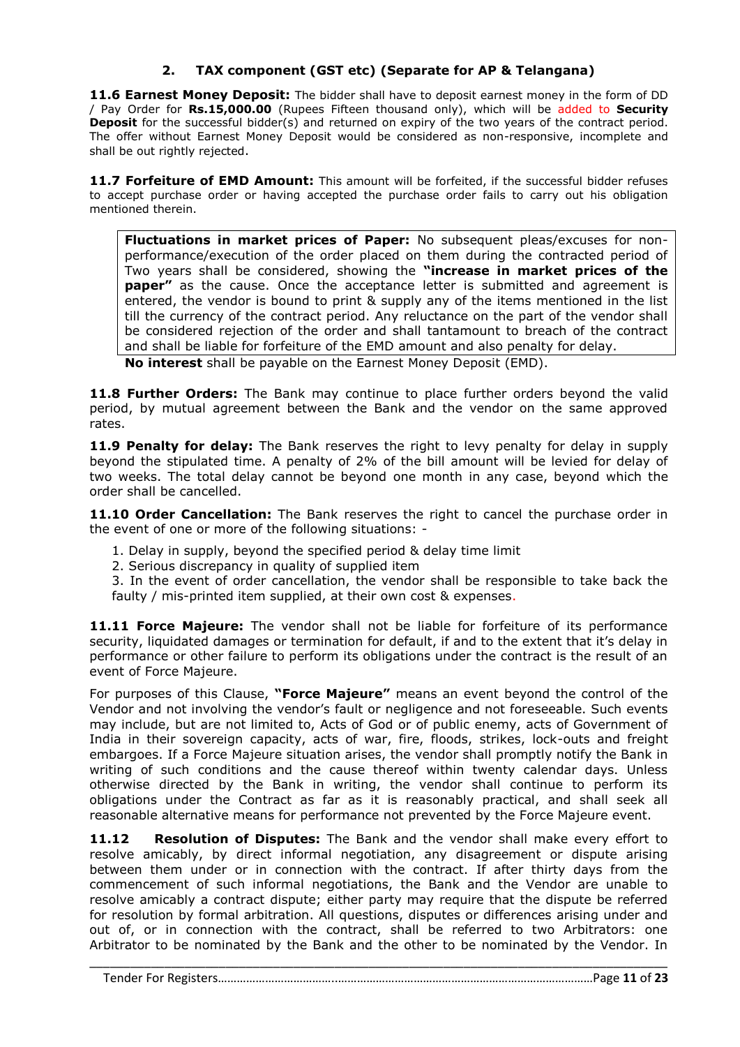## 2. TAX component (GST etc) (Separate for AP & Telangana)

**11.6 Earnest Money Deposit:** The bidder shall have to deposit earnest money in the form of DD / Pay Order for **Rs.15,000.00** (Rupees Fifteen thousand only), which will be added to **Security Deposit** for the successful bidder(s) and returned on expiry of the two years of the contract period. The offer without Earnest Money Deposit would be considered as non-responsive, incomplete and shall be out rightly rejected.

**11.7 Forfeiture of EMD Amount:** This amount will be forfeited, if the successful bidder refuses to accept purchase order or having accepted the purchase order fails to carry out his obligation mentioned therein.

**Fluctuations in market prices of Paper:** No subsequent pleas/excuses for non-performance/execution of the order placed on them during the contracted period of Two years shall be considered, showing the **"increase in market prices of the paper"** as the cause. Once the acceptance letter is submitted and agreement is entered, the vendor is bound to print & supply any of the items mentioned in the list till the currency of the contract period. Any reluctance on the part of the vendor shall be considered rejection of the order and shall tantamount to breach of the contract and shall be liable for forfeiture of the EMD amount and also penalty for delay.

**No interest** shall be payable on the Earnest Money Deposit (EMD).

**11.8 Further Orders:** The Bank may continue to place further orders beyond the valid period, by mutual agreement between the Bank and the vendor on the same approved rates.

**11.9 Penalty for delay:** The Bank reserves the right to levy penalty for delay in supply beyond the stipulated time. A penalty of 2% of the bill amount will be levied for delay of two weeks. The total delay cannot be beyond one month in any case, beyond which the order shall be cancelled.

**11.10 Order Cancellation:** The Bank reserves the right to cancel the purchase order in the event of one or more of the following situations: -

1. Delay in supply, beyond the specified period & delay time limit
2. Serious discrepancy in quality of supplied item
3. In the event of order cancellation, the vendor shall be responsible to take back the faulty / mis-printed item supplied, at their own cost & expenses.

**11.11 Force Majeure:** The vendor shall not be liable for forfeiture of its performance security, liquidated damages or termination for default, if and to the extent that it's delay in performance or other failure to perform its obligations under the contract is the result of an event of Force Majeure.

For purposes of this Clause, **"Force Majeure"** means an event beyond the control of the Vendor and not involving the vendor's fault or negligence and not foreseeable. Such events may include, but are not limited to, Acts of God or of public enemy, acts of Government of India in their sovereign capacity, acts of war, fire, floods, strikes, lock-outs and freight embargoes. If a Force Majeure situation arises, the vendor shall promptly notify the Bank in writing of such conditions and the cause thereof within twenty calendar days. Unless otherwise directed by the Bank in writing, the vendor shall continue to perform its obligations under the Contract as far as it is reasonably practical, and shall seek all reasonable alternative means for performance not prevented by the Force Majeure event.

**11.12 Resolution of Disputes:** The Bank and the vendor shall make every effort to resolve amicably, by direct informal negotiation, any disagreement or dispute arising between them under or in connection with the contract. If after thirty days from the commencement of such informal negotiations, the Bank and the Vendor are unable to resolve amicably a contract dispute; either party may require that the dispute be referred for resolution by formal arbitration. All questions, disputes or differences arising under and out of, or in connection with the contract, shall be referred to two Arbitrators: one Arbitrator to be nominated by the Bank and the other to be nominated by the Vendor. In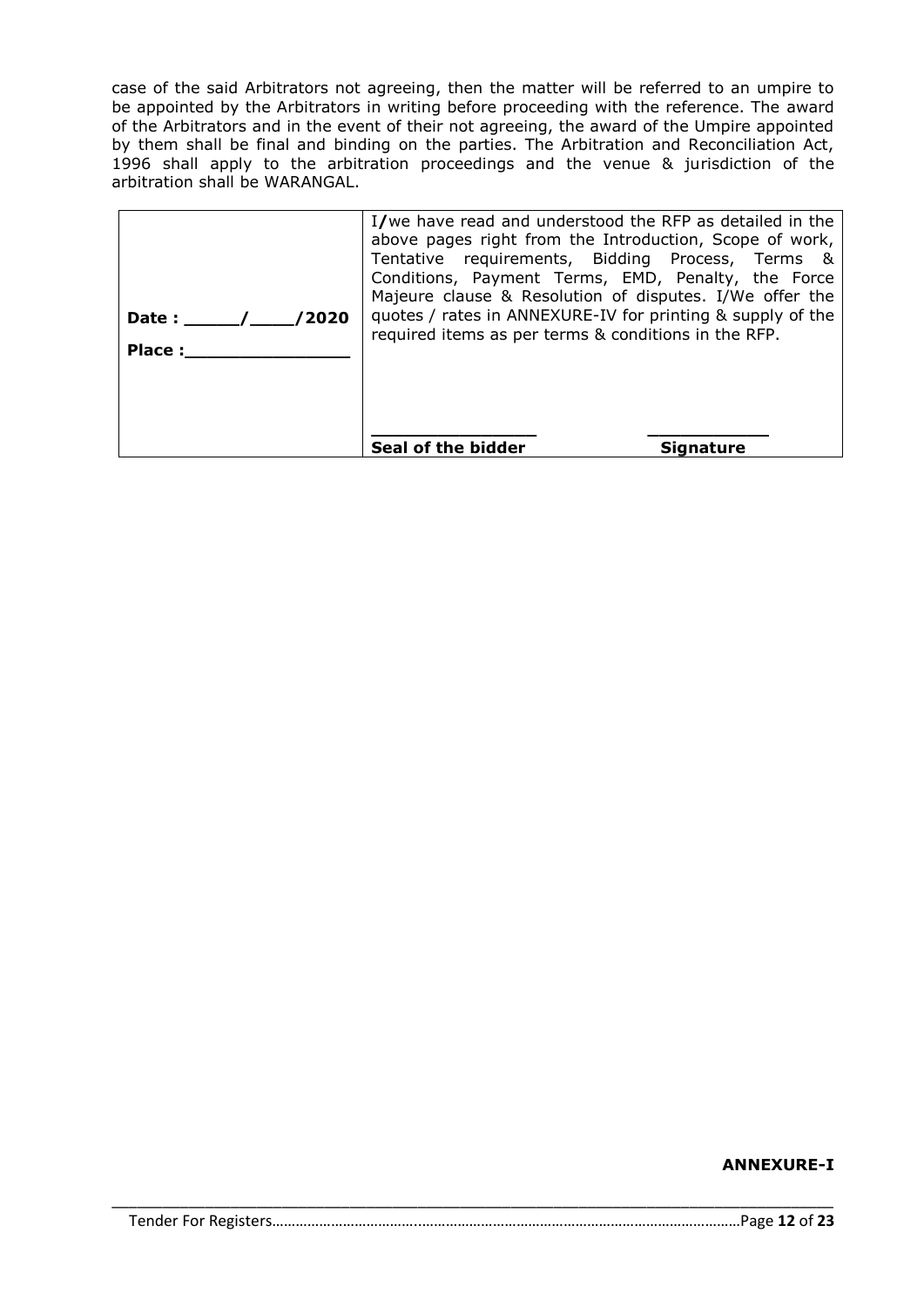case of the said Arbitrators not agreeing, then the matter will be referred to an umpire to be appointed by the Arbitrators in writing before proceeding with the reference. The award of the Arbitrators and in the event of their not agreeing, the award of the Umpire appointed by them shall be final and binding on the parties. The Arbitration and Reconciliation Act, 1996 shall apply to the arbitration proceedings and the venue & jurisdiction of the arbitration shall be WARANGAL.

| | |
|---|---|
| **Date : _____/____/2020**<br><br>**Place :_______________** | I/we have read and understood the RFP as detailed in the above pages right from the Introduction, Scope of work, Tentative requirements, Bidding Process, Terms & Conditions, Payment Terms, EMD, Penalty, the Force Majeure clause & Resolution of disputes. I/We offer the quotes / rates in ANNEXURE-IV for printing & supply of the required items as per terms & conditions in the RFP.<br><br>**_______________** **___________**<br>**Seal of the bidder** **Signature** |

**ANNEXURE-I**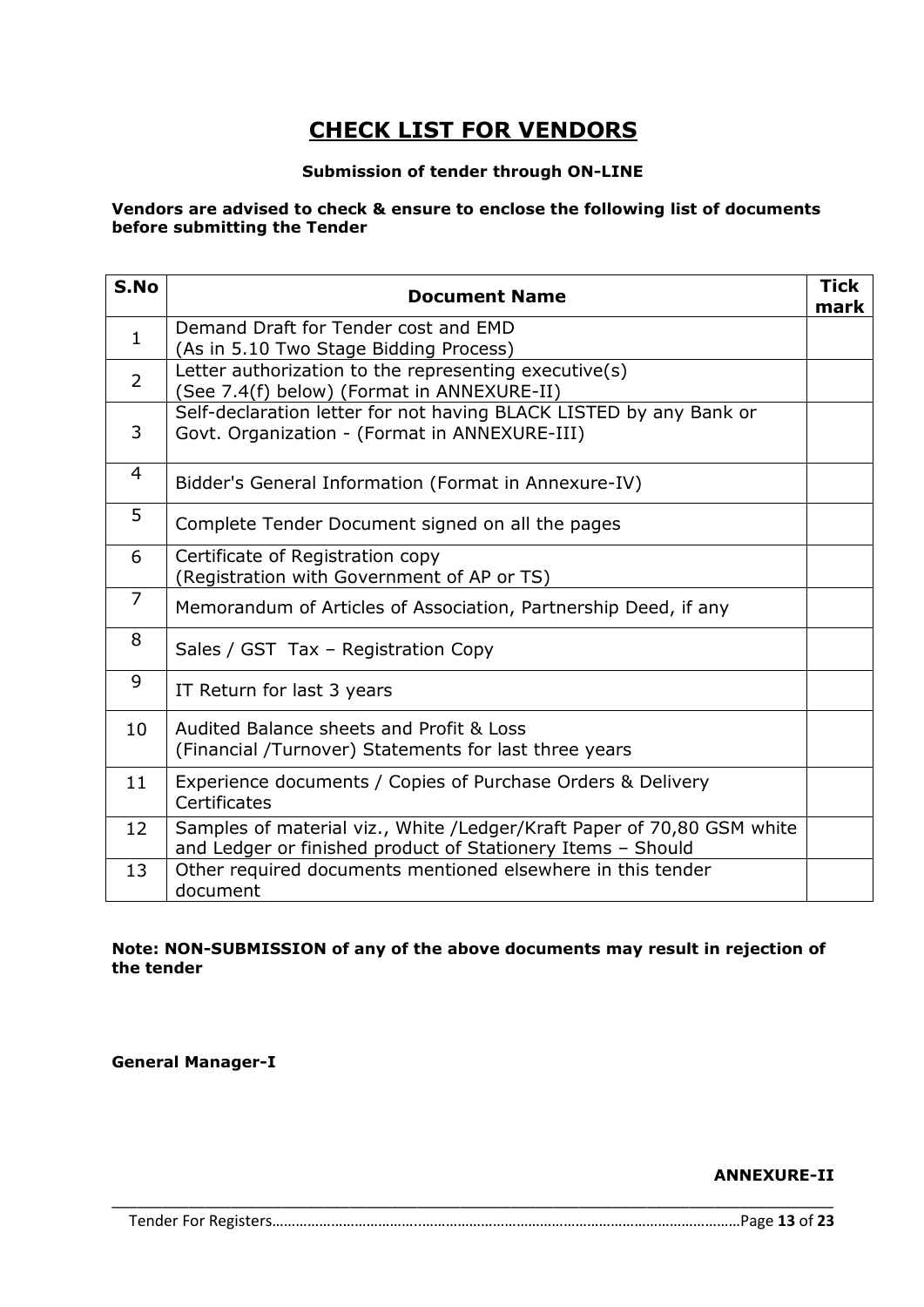# CHECK LIST FOR VENDORS

**Submission of tender through ON-LINE**

**Vendors are advised to check & ensure to enclose the following list of documents before submitting the Tender**

| S.No | Document Name | Tick mark |
|---|---|---|
| 1 | Demand Draft for Tender cost and EMD (As in 5.10 Two Stage Bidding Process) | |
| 2 | Letter authorization to the representing executive(s) (See 7.4(f) below) (Format in ANNEXURE-II) | |
| 3 | Self-declaration letter for not having BLACK LISTED by any Bank or Govt. Organization - (Format in ANNEXURE-III) | |
| 4 | Bidder's General Information (Format in Annexure-IV) | |
| 5 | Complete Tender Document signed on all the pages | |
| 6 | Certificate of Registration copy (Registration with Government of AP or TS) | |
| 7 | Memorandum of Articles of Association, Partnership Deed, if any | |
| 8 | Sales / GST Tax – Registration Copy | |
| 9 | IT Return for last 3 years | |
| 10 | Audited Balance sheets and Profit & Loss (Financial /Turnover) Statements for last three years | |
| 11 | Experience documents / Copies of Purchase Orders & Delivery Certificates | |
| 12 | Samples of material viz., White /Ledger/Kraft Paper of 70,80 GSM white and Ledger or finished product of Stationery Items – Should | |
| 13 | Other required documents mentioned elsewhere in this tender document | |

**Note: NON-SUBMISSION of any of the above documents may result in rejection of the tender**

**General Manager-I**

**ANNEXURE-II**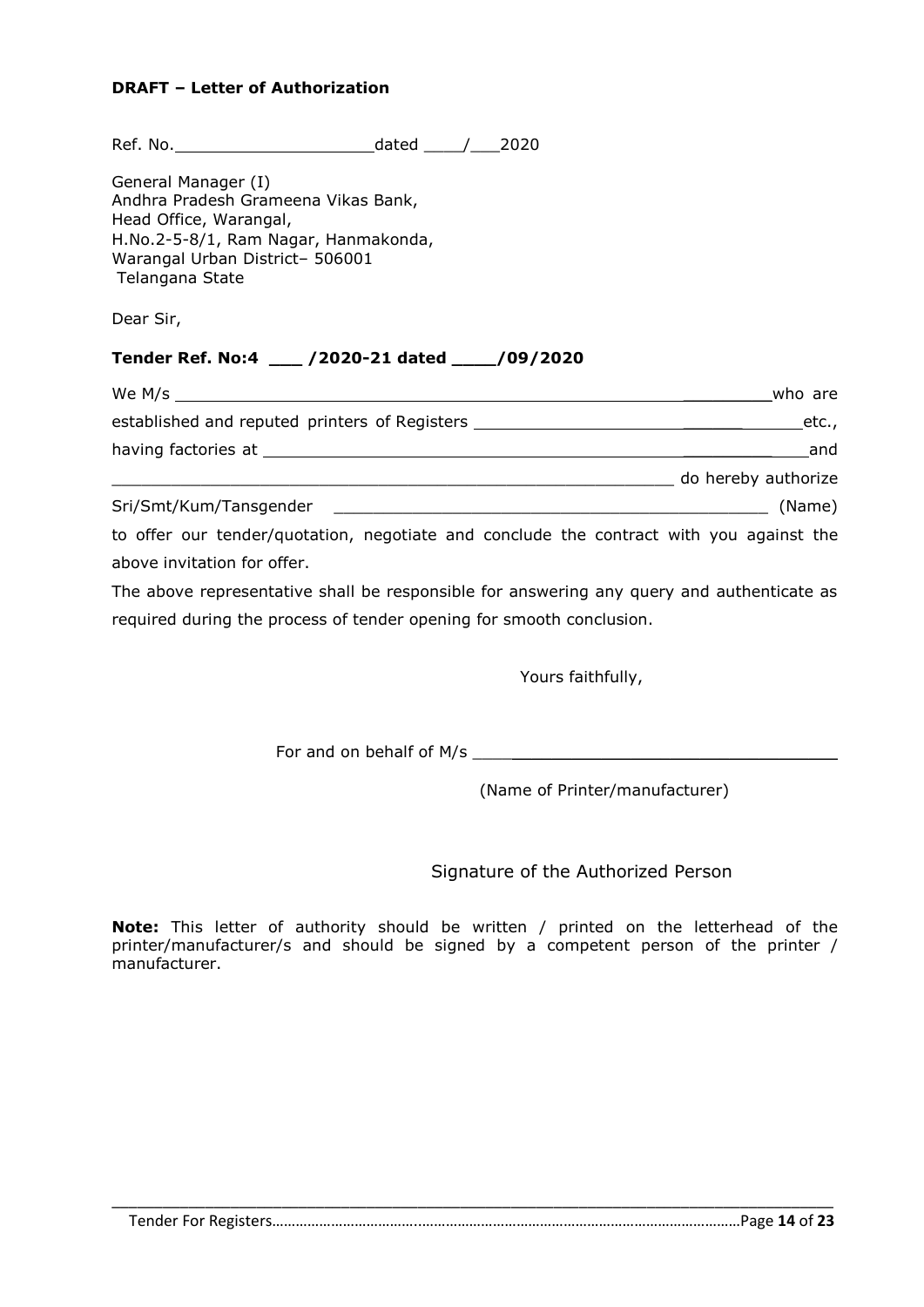**DRAFT – Letter of Authorization**

Ref. No.____________________dated ____/___2020

General Manager (I)
Andhra Pradesh Grameena Vikas Bank,
Head Office, Warangal,
H.No.2-5-8/1, Ram Nagar, Hanmakonda,
Warangal Urban District– 506001
Telangana State

Dear Sir,

**Tender Ref. No:4 ___ /2020-21 dated ____/09/2020**

We M/s ____________________________________________________________who are established and reputed printers of Registers _____________________________etc., having factories at ___________________________________________________and ____________________________________________________________ do hereby authorize Sri/Smt/Kum/Tansgender ____________________________________________ (Name) to offer our tender/quotation, negotiate and conclude the contract with you against the above invitation for offer.

The above representative shall be responsible for answering any query and authenticate as required during the process of tender opening for smooth conclusion.

Yours faithfully,

For and on behalf of M/s ____________________________________

(Name of Printer/manufacturer)

Signature of the Authorized Person

**Note:** This letter of authority should be written / printed on the letterhead of the printer/manufacturer/s and should be signed by a competent person of the printer / manufacturer.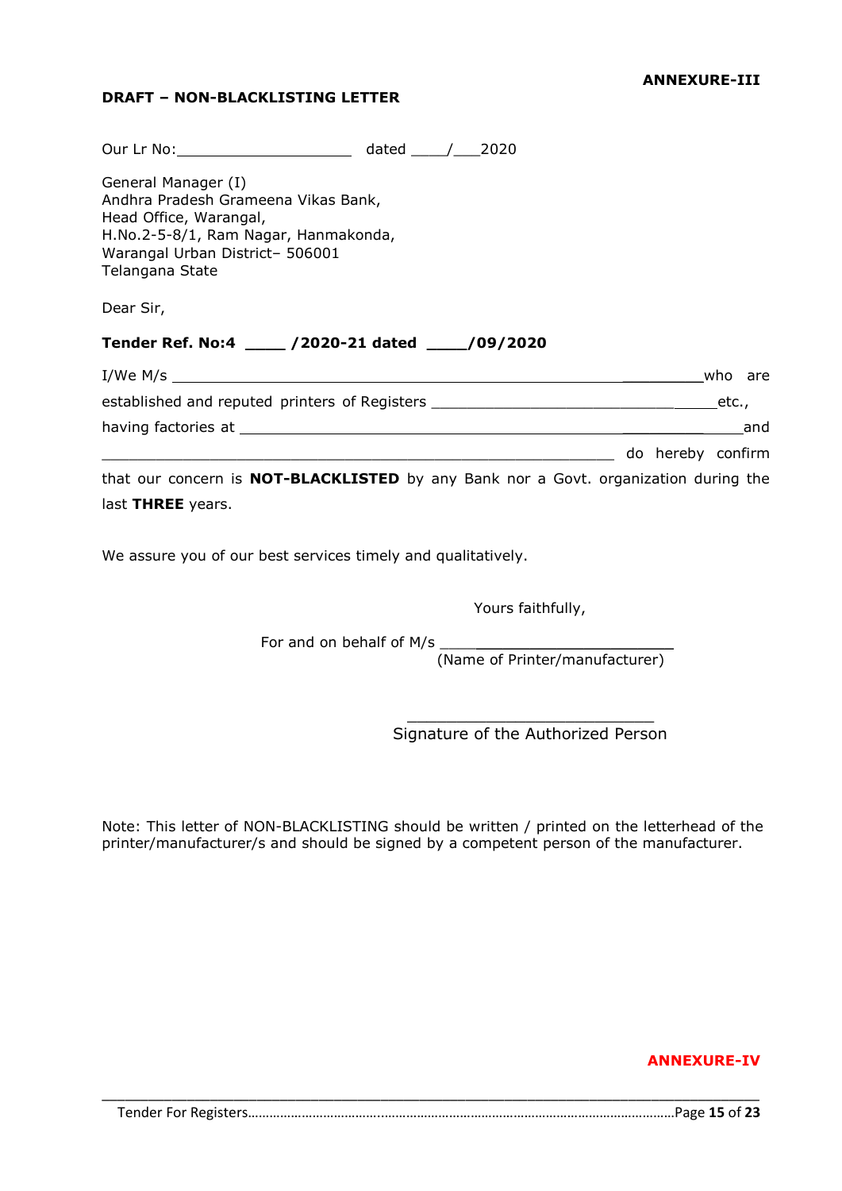**ANNEXURE-III**

**DRAFT – NON-BLACKLISTING LETTER**

Our Lr No:\_\_\_\_\_\_\_\_\_\_\_\_\_\_\_\_\_\_\_\_ dated \_\_\_\_/\_\_\_2020

General Manager (I)
Andhra Pradesh Grameena Vikas Bank,
Head Office, Warangal,
H.No.2-5-8/1, Ram Nagar, Hanmakonda,
Warangal Urban District– 506001
Telangana State

Dear Sir,

**Tender Ref. No:4 \_\_\_\_ /2020-21 dated \_\_\_\_/09/2020**

I/We M/s \_\_\_\_\_\_\_\_\_\_\_\_\_\_\_\_\_\_\_\_\_\_\_\_\_\_\_\_\_\_\_\_\_\_\_\_\_\_\_\_\_\_\_\_\_\_\_\_\_\_\_\_\_\_\_\_\_\_\_\_who are established and reputed printers of Registers \_\_\_\_\_\_\_\_\_\_\_\_\_\_\_\_\_\_\_\_\_\_\_\_\_\_\_\_\_\_\_\_\_etc., having factories at \_\_\_\_\_\_\_\_\_\_\_\_\_\_\_\_\_\_\_\_\_\_\_\_\_\_\_\_\_\_\_\_\_\_\_\_\_\_\_\_\_\_\_\_\_\_\_\_\_\_\_\_\_\_\_\_and \_\_\_\_\_\_\_\_\_\_\_\_\_\_\_\_\_\_\_\_\_\_\_\_\_\_\_\_\_\_\_\_\_\_\_\_\_\_\_\_\_\_\_\_\_\_\_\_\_\_\_\_\_\_\_\_\_\_\_\_ do hereby confirm that our concern is **NOT-BLACKLISTED** by any Bank nor a Govt. organization during the last **THREE** years.

We assure you of our best services timely and qualitatively.

Yours faithfully,

For and on behalf of M/s \_\_\_\_\_\_\_\_\_\_\_\_\_\_\_\_\_\_\_\_\_\_\_\_\_\_
(Name of Printer/manufacturer)

\_\_\_\_\_\_\_\_\_\_\_\_\_\_\_\_\_\_\_\_\_\_\_\_\_\_\_\_
Signature of the Authorized Person

Note: This letter of NON-BLACKLISTING should be written / printed on the letterhead of the printer/manufacturer/s and should be signed by a competent person of the manufacturer.

**ANNEXURE-IV**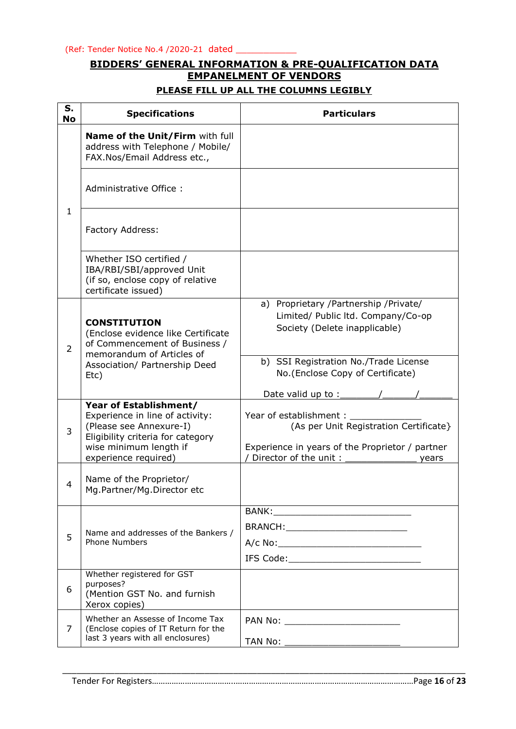(Ref: Tender Notice No.4 /2020-21 dated ___________

**BIDDERS' GENERAL INFORMATION & PRE-QUALIFICATION DATA**

**EMPANELMENT OF VENDORS**

**PLEASE FILL UP ALL THE COLUMNS LEGIBLY**

| S. No | Specifications | Particulars |
|---|---|---|
| 1 | **Name of the Unit/Firm** with full address with Telephone / Mobile/ FAX.Nos/Email Address etc., | |
| | Administrative Office : | |
| | Factory Address: | |
| | Whether ISO certified / IBA/RBI/SBI/approved Unit (if so, enclose copy of relative certificate issued) | |
| 2 | **CONSTITUTION** (Enclose evidence like Certificate of Commencement of Business / memorandum of Articles of Association/ Partnership Deed Etc) | a) Proprietary /Partnership /Private/ Limited/ Public ltd. Company/Co-op Society (Delete inapplicable) |
| | | b) SSI Registration No./Trade License No.(Enclose Copy of Certificate)<br><br>Date valid up to :_______/______/______ |
| 3 | **Year of Establishment/** Experience in line of activity: (Please see Annexure-I) Eligibility criteria for category wise minimum length if experience required) | Year of establishment : _____________ (As per Unit Registration Certificate}<br><br>Experience in years of the Proprietor / partner / Director of the unit : _____________ years |
| 4 | Name of the Proprietor/ Mg.Partner/Mg.Director etc | |
| 5 | Name and addresses of the Bankers / Phone Numbers | BANK:_________________________<br>BRANCH:______________________<br>A/c No:_________________________<br>IFS Code:_______________________ |
| 6 | Whether registered for GST purposes? (Mention GST No. and furnish Xerox copies) | |
| 7 | Whether an Assesse of Income Tax (Enclose copies of IT Return for the last 3 years with all enclosures) | PAN No: _____________________<br><br>TAN No: _____________________ |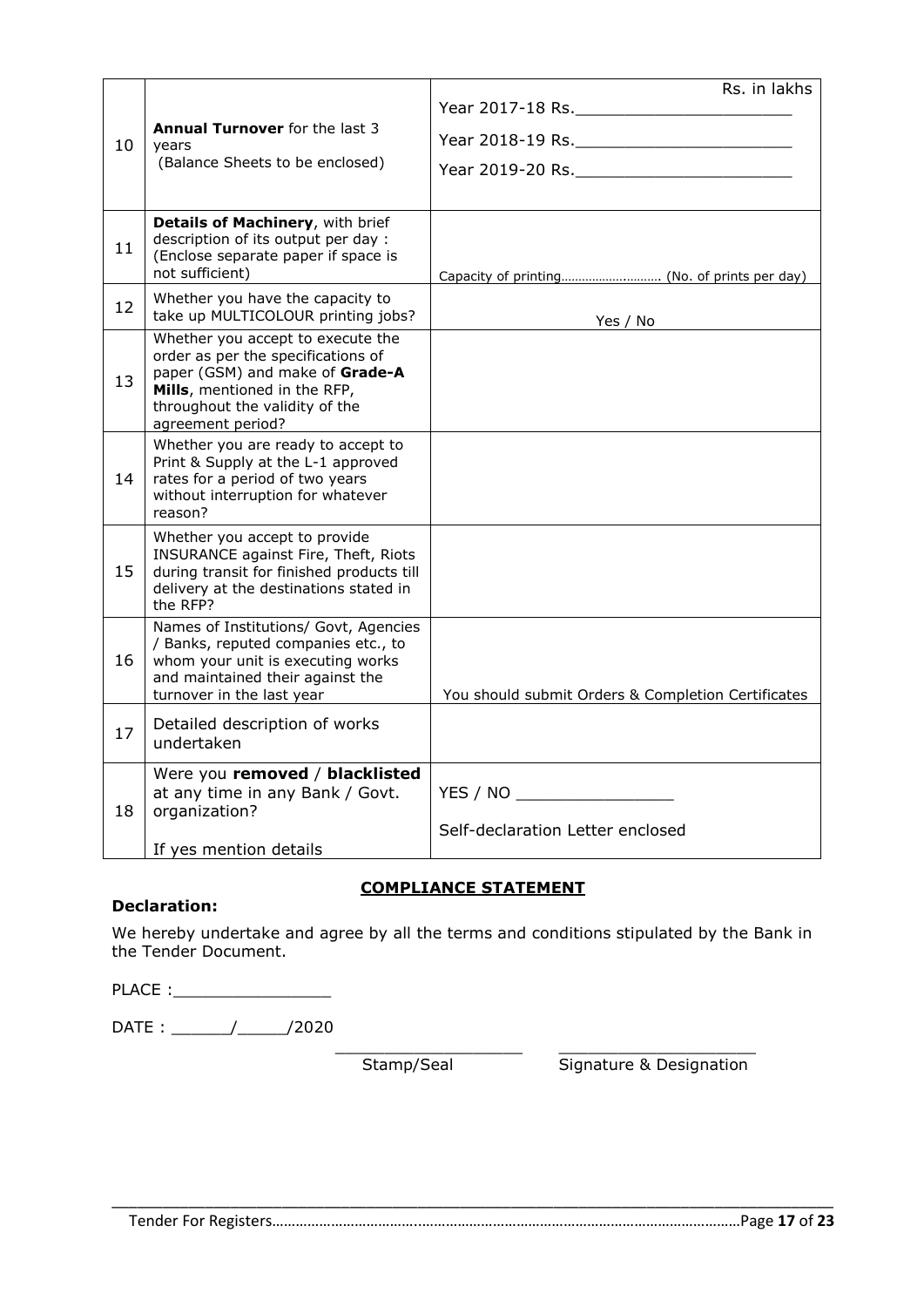| | | |
|---|---|---|
| 10 | **Annual Turnover** for the last 3 years (Balance Sheets to be enclosed) | Rs. in lakhs<br>Year 2017-18 Rs.______________________<br>Year 2018-19 Rs.______________________<br>Year 2019-20 Rs.______________________ |
| 11 | **Details of Machinery**, with brief description of its output per day : (Enclose separate paper if space is not sufficient) | Capacity of printing……………..……… (No. of prints per day) |
| 12 | Whether you have the capacity to take up MULTICOLOUR printing jobs? | Yes / No |
| 13 | Whether you accept to execute the order as per the specifications of paper (GSM) and make of **Grade-A Mills**, mentioned in the RFP, throughout the validity of the agreement period? | |
| 14 | Whether you are ready to accept to Print & Supply at the L-1 approved rates for a period of two years without interruption for whatever reason? | |
| 15 | Whether you accept to provide INSURANCE against Fire, Theft, Riots during transit for finished products till delivery at the destinations stated in the RFP? | |
| 16 | Names of Institutions/ Govt, Agencies / Banks, reputed companies etc., to whom your unit is executing works and maintained their against the turnover in the last year | You should submit Orders & Completion Certificates |
| 17 | Detailed description of works undertaken | |
| 18 | Were you **removed** / **blacklisted** at any time in any Bank / Govt. organization?<br><br>If yes mention details | YES / NO ________________<br><br>Self-declaration Letter enclosed |

**COMPLIANCE STATEMENT**

**Declaration:**

We hereby undertake and agree by all the terms and conditions stipulated by the Bank in the Tender Document.

PLACE :________________

DATE : ______/_____/2020

Stamp/Seal                    Signature & Designation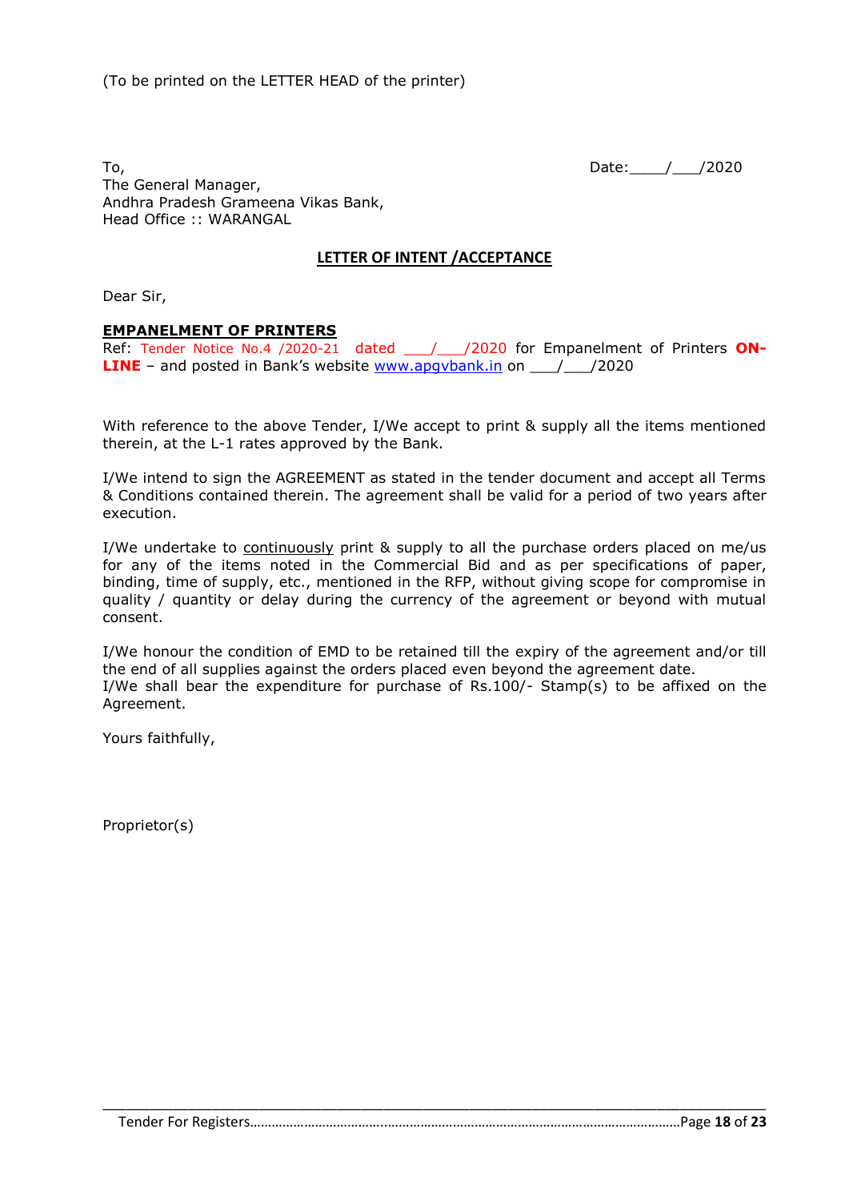(To be printed on the LETTER HEAD of the printer)

To,
The General Manager,
Andhra Pradesh Grameena Vikas Bank,
Head Office :: WARANGAL

Date:____/___/2020

## LETTER OF INTENT /ACCEPTANCE

Dear Sir,

**EMPANELMENT OF PRINTERS**

Ref: Tender Notice No.4 /2020-21 dated ___/___/2020 for Empanelment of Printers **ON-LINE** – and posted in Bank's website www.apgvbank.in on ___/___/2020

With reference to the above Tender, I/We accept to print & supply all the items mentioned therein, at the L-1 rates approved by the Bank.

I/We intend to sign the AGREEMENT as stated in the tender document and accept all Terms & Conditions contained therein. The agreement shall be valid for a period of two years after execution.

I/We undertake to continuously print & supply to all the purchase orders placed on me/us for any of the items noted in the Commercial Bid and as per specifications of paper, binding, time of supply, etc., mentioned in the RFP, without giving scope for compromise in quality / quantity or delay during the currency of the agreement or beyond with mutual consent.

I/We honour the condition of EMD to be retained till the expiry of the agreement and/or till the end of all supplies against the orders placed even beyond the agreement date.
I/We shall bear the expenditure for purchase of Rs.100/- Stamp(s) to be affixed on the Agreement.

Yours faithfully,

Proprietor(s)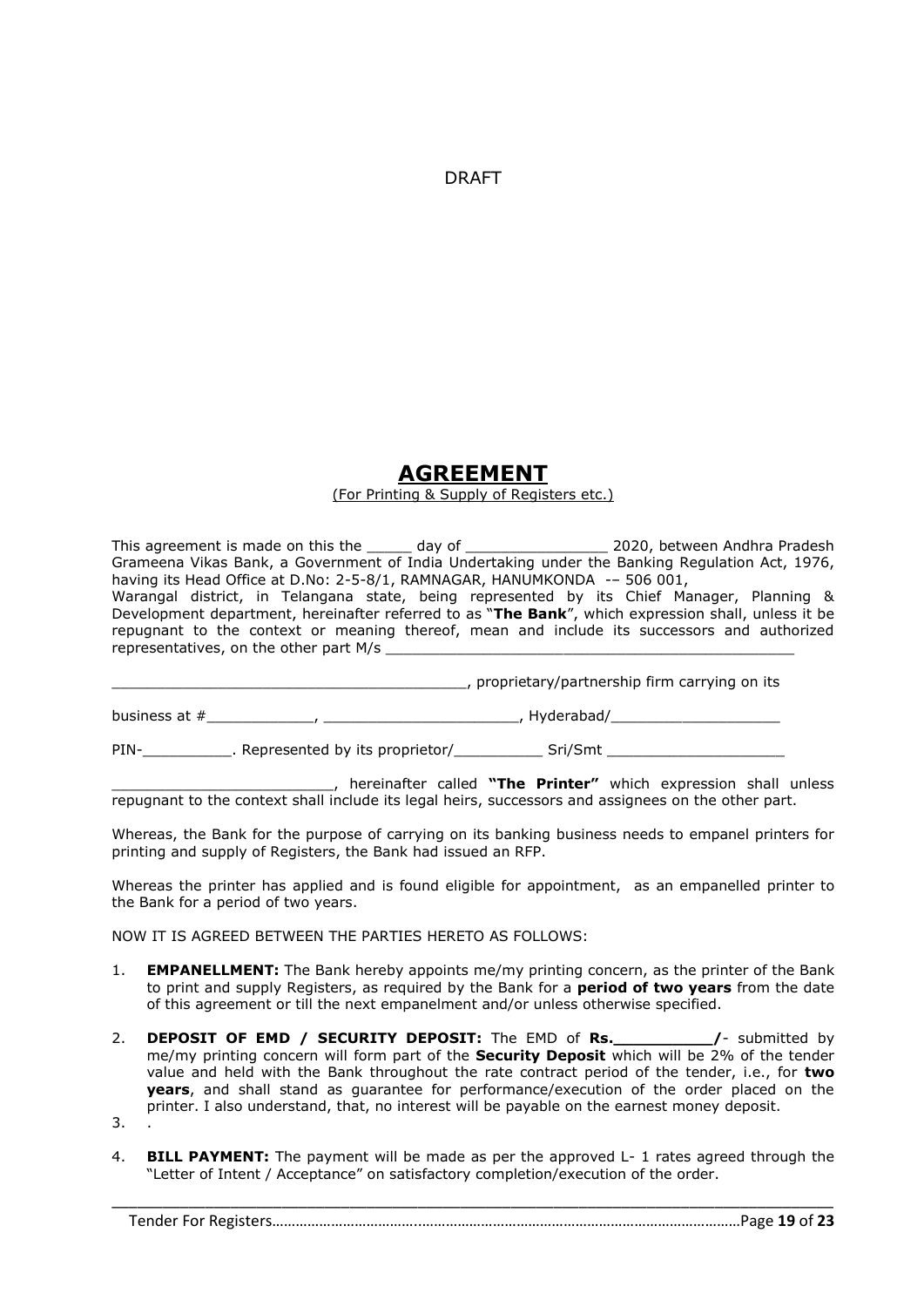DRAFT

# AGREEMENT

(For Printing & Supply of Registers etc.)

This agreement is made on this the _____ day of ________________ 2020, between Andhra Pradesh Grameena Vikas Bank, a Government of India Undertaking under the Banking Regulation Act, 1976, having its Head Office at D.No: 2-5-8/1, RAMNAGAR, HANUMKONDA -– 506 001, Warangal district, in Telangana state, being represented by its Chief Manager, Planning & Development department, hereinafter referred to as "**The Bank**", which expression shall, unless it be repugnant to the context or meaning thereof, mean and include its successors and authorized representatives, on the other part M/s ______________________________________________

________________________________________, proprietary/partnership firm carrying on its

business at #____________, ______________________, Hyderabad/___________________

PIN-__________. Represented by its proprietor/__________ Sri/Smt ____________________

_________________________, hereinafter called **"The Printer"** which expression shall unless repugnant to the context shall include its legal heirs, successors and assignees on the other part.

Whereas, the Bank for the purpose of carrying on its banking business needs to empanel printers for printing and supply of Registers, the Bank had issued an RFP.

Whereas the printer has applied and is found eligible for appointment, as an empanelled printer to the Bank for a period of two years.

NOW IT IS AGREED BETWEEN THE PARTIES HERETO AS FOLLOWS:

1. **EMPANELLMENT:** The Bank hereby appoints me/my printing concern, as the printer of the Bank to print and supply Registers, as required by the Bank for a **period of two years** from the date of this agreement or till the next empanelment and/or unless otherwise specified.
2. **DEPOSIT OF EMD / SECURITY DEPOSIT:** The EMD of **Rs.__________/**- submitted by me/my printing concern will form part of the **Security Deposit** which will be 2% of the tender value and held with the Bank throughout the rate contract period of the tender, i.e., for **two years**, and shall stand as guarantee for performance/execution of the order placed on the printer. I also understand, that, no interest will be payable on the earnest money deposit.
3. .
4. **BILL PAYMENT:** The payment will be made as per the approved L- 1 rates agreed through the "Letter of Intent / Acceptance" on satisfactory completion/execution of the order.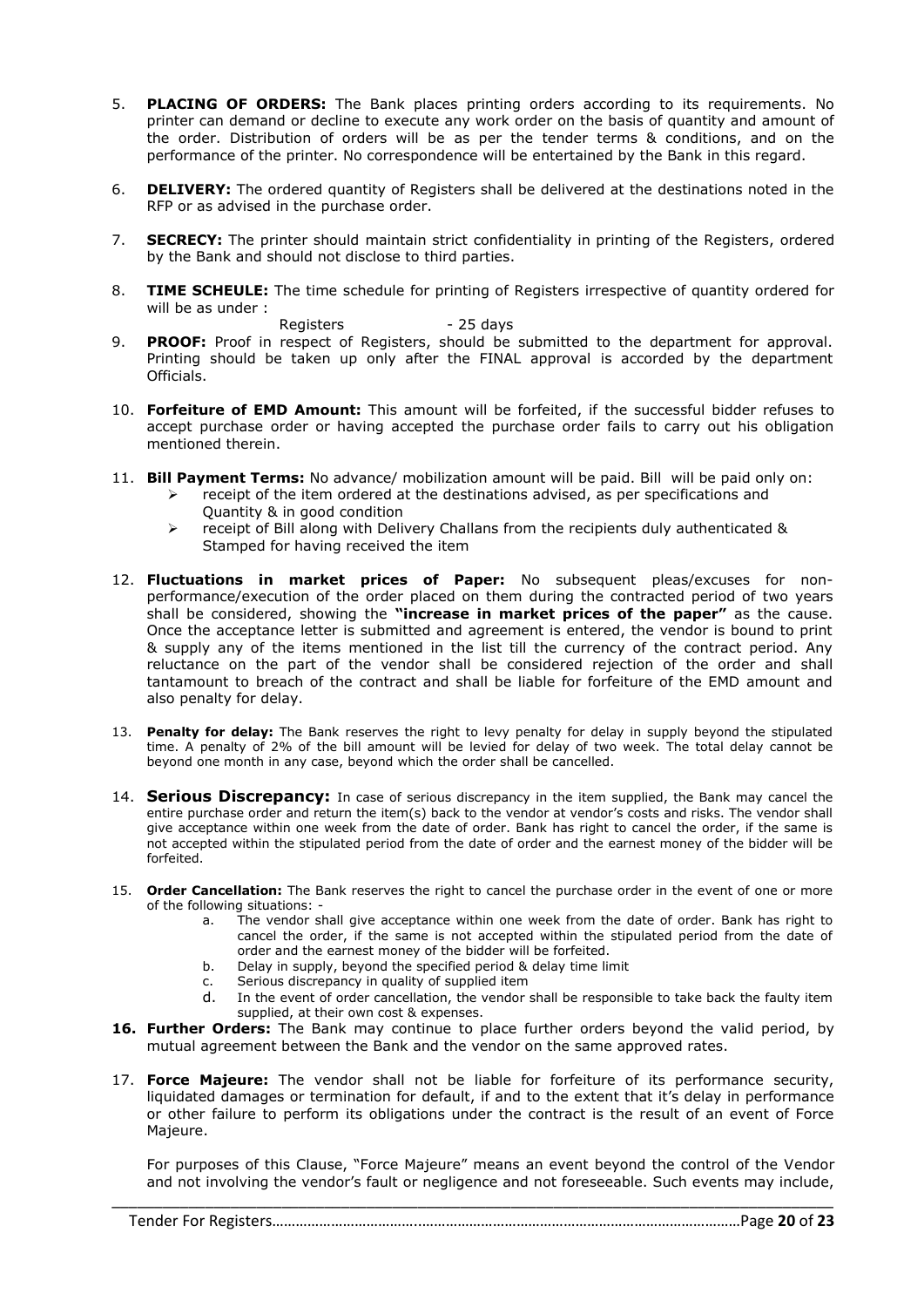5. **PLACING OF ORDERS:** The Bank places printing orders according to its requirements. No printer can demand or decline to execute any work order on the basis of quantity and amount of the order. Distribution of orders will be as per the tender terms & conditions, and on the performance of the printer. No correspondence will be entertained by the Bank in this regard.

6. **DELIVERY:** The ordered quantity of Registers shall be delivered at the destinations noted in the RFP or as advised in the purchase order.

7. **SECRECY:** The printer should maintain strict confidentiality in printing of the Registers, ordered by the Bank and should not disclose to third parties.

8. **TIME SCHEULE:** The time schedule for printing of Registers irrespective of quantity ordered for will be as under :

   Registers - 25 days

9. **PROOF:** Proof in respect of Registers, should be submitted to the department for approval. Printing should be taken up only after the FINAL approval is accorded by the department Officials.

10. **Forfeiture of EMD Amount:** This amount will be forfeited, if the successful bidder refuses to accept purchase order or having accepted the purchase order fails to carry out his obligation mentioned therein.

11. **Bill Payment Terms:** No advance/ mobilization amount will be paid. Bill will be paid only on:
    - receipt of the item ordered at the destinations advised, as per specifications and Quantity & in good condition
    - receipt of Bill along with Delivery Challans from the recipients duly authenticated & Stamped for having received the item

12. **Fluctuations in market prices of Paper:** No subsequent pleas/excuses for non-performance/execution of the order placed on them during the contracted period of two years shall be considered, showing the **"increase in market prices of the paper"** as the cause. Once the acceptance letter is submitted and agreement is entered, the vendor is bound to print & supply any of the items mentioned in the list till the currency of the contract period. Any reluctance on the part of the vendor shall be considered rejection of the order and shall tantamount to breach of the contract and shall be liable for forfeiture of the EMD amount and also penalty for delay.

13. **Penalty for delay:** The Bank reserves the right to levy penalty for delay in supply beyond the stipulated time. A penalty of 2% of the bill amount will be levied for delay of two week. The total delay cannot be beyond one month in any case, beyond which the order shall be cancelled.

14. **Serious Discrepancy:** In case of serious discrepancy in the item supplied, the Bank may cancel the entire purchase order and return the item(s) back to the vendor at vendor's costs and risks. The vendor shall give acceptance within one week from the date of order. Bank has right to cancel the order, if the same is not accepted within the stipulated period from the date of order and the earnest money of the bidder will be forfeited.

15. **Order Cancellation:** The Bank reserves the right to cancel the purchase order in the event of one or more of the following situations: -
    a. The vendor shall give acceptance within one week from the date of order. Bank has right to cancel the order, if the same is not accepted within the stipulated period from the date of order and the earnest money of the bidder will be forfeited.
    b. Delay in supply, beyond the specified period & delay time limit
    c. Serious discrepancy in quality of supplied item
    d. In the event of order cancellation, the vendor shall be responsible to take back the faulty item supplied, at their own cost & expenses.

16. **Further Orders:** The Bank may continue to place further orders beyond the valid period, by mutual agreement between the Bank and the vendor on the same approved rates.

17. **Force Majeure:** The vendor shall not be liable for forfeiture of its performance security, liquidated damages or termination for default, if and to the extent that it's delay in performance or other failure to perform its obligations under the contract is the result of an event of Force Majeure.

    For purposes of this Clause, "Force Majeure" means an event beyond the control of the Vendor and not involving the vendor's fault or negligence and not foreseeable. Such events may include,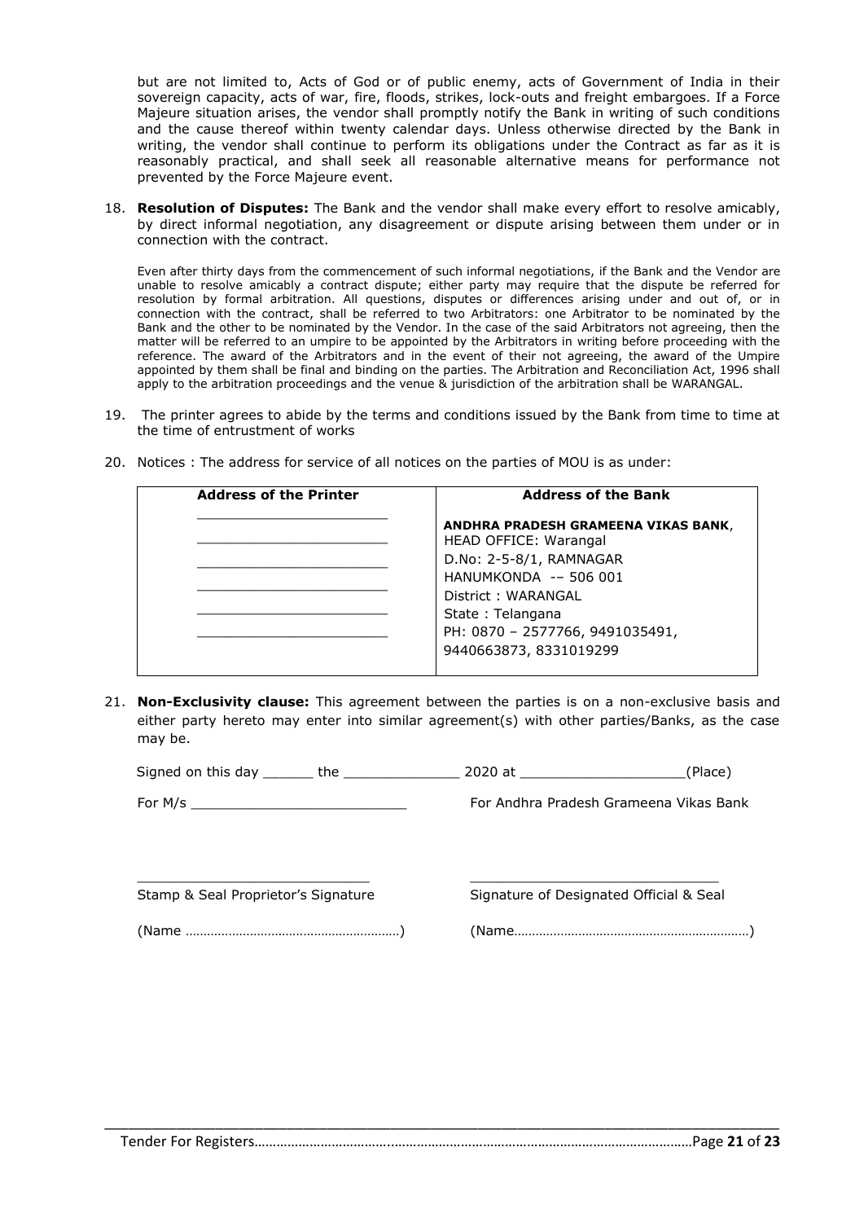but are not limited to, Acts of God or of public enemy, acts of Government of India in their sovereign capacity, acts of war, fire, floods, strikes, lock-outs and freight embargoes. If a Force Majeure situation arises, the vendor shall promptly notify the Bank in writing of such conditions and the cause thereof within twenty calendar days. Unless otherwise directed by the Bank in writing, the vendor shall continue to perform its obligations under the Contract as far as it is reasonably practical, and shall seek all reasonable alternative means for performance not prevented by the Force Majeure event.

18. **Resolution of Disputes:** The Bank and the vendor shall make every effort to resolve amicably, by direct informal negotiation, any disagreement or dispute arising between them under or in connection with the contract.

    Even after thirty days from the commencement of such informal negotiations, if the Bank and the Vendor are unable to resolve amicably a contract dispute; either party may require that the dispute be referred for resolution by formal arbitration. All questions, disputes or differences arising under and out of, or in connection with the contract, shall be referred to two Arbitrators: one Arbitrator to be nominated by the Bank and the other to be nominated by the Vendor. In the case of the said Arbitrators not agreeing, then the matter will be referred to an umpire to be appointed by the Arbitrators in writing before proceeding with the reference. The award of the Arbitrators and in the event of their not agreeing, the award of the Umpire appointed by them shall be final and binding on the parties. The Arbitration and Reconciliation Act, 1996 shall apply to the arbitration proceedings and the venue & jurisdiction of the arbitration shall be WARANGAL.

19. The printer agrees to abide by the terms and conditions issued by the Bank from time to time at the time of entrustment of works

20. Notices : The address for service of all notices on the parties of MOU is as under:

| Address of the Printer | Address of the Bank |
|---|---|
| ______________________ | **ANDHRA PRADESH GRAMEENA VIKAS BANK**, |
| ______________________ | HEAD OFFICE: Warangal |
| ______________________ | D.No: 2-5-8/1, RAMNAGAR |
| ______________________ | HANUMKONDA -– 506 001 |
| ______________________ | District : WARANGAL |
| ______________________ | State : Telangana |
| | PH: 0870 – 2577766, 9491035491, 9440663873, 8331019299 |

21. **Non-Exclusivity clause:** This agreement between the parties is on a non-exclusive basis and either party hereto may enter into similar agreement(s) with other parties/Banks, as the case may be.

Signed on this day ______ the ______________ 2020 at ____________________(Place)

For M/s __________________________ For Andhra Pradesh Grameena Vikas Bank

____________________________ ______________________________

Stamp & Seal Proprietor's Signature Signature of Designated Official & Seal

(Name ……………………………………………………) (Name…………………………………………………………)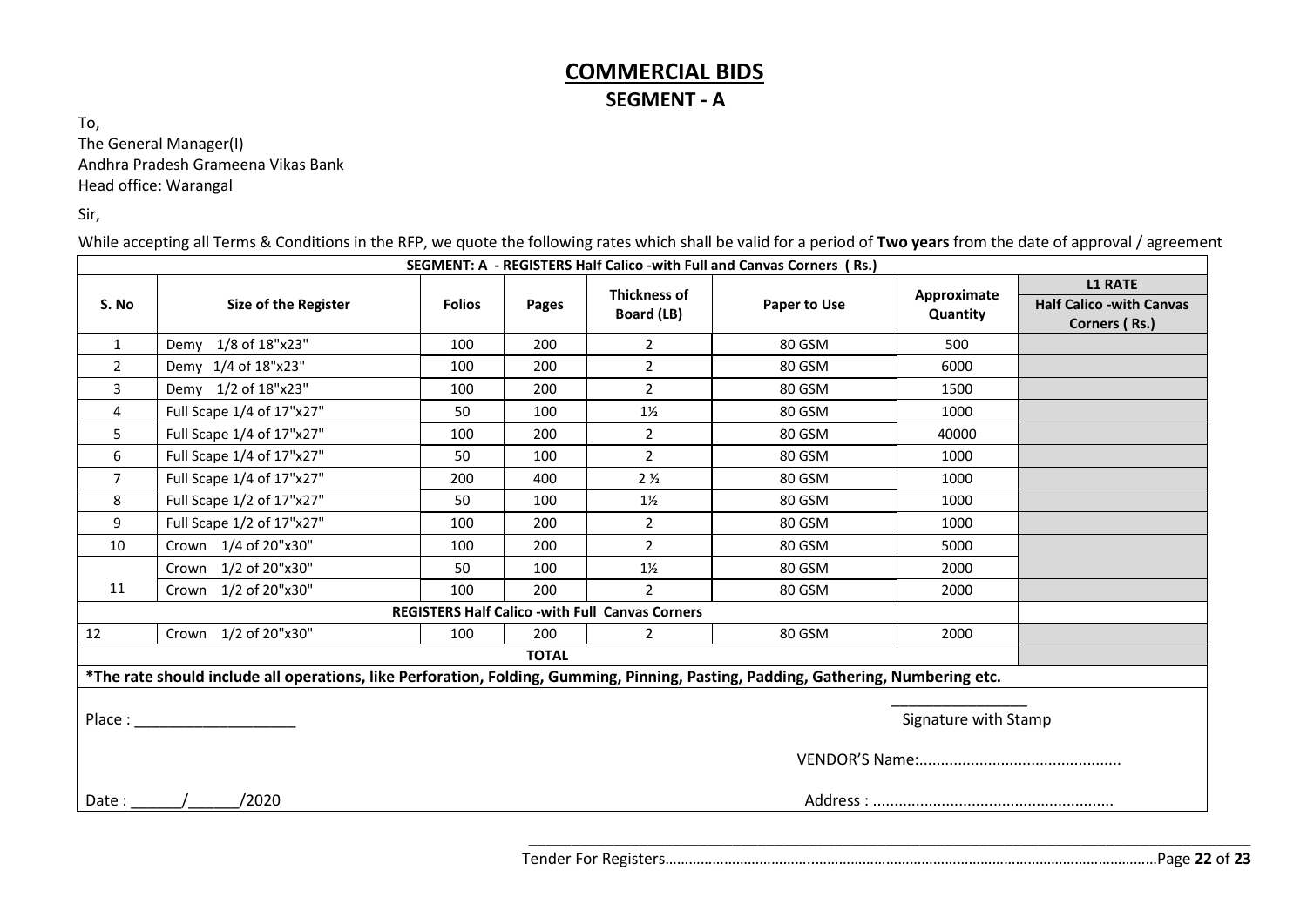# COMMERCIAL BIDS

## SEGMENT - A

To,
The General Manager(I)
Andhra Pradesh Grameena Vikas Bank
Head office: Warangal

Sir,

While accepting all Terms & Conditions in the RFP, we quote the following rates which shall be valid for a period of **Two years** from the date of approval / agreement

| SEGMENT: A - REGISTERS Half Calico -with Full and Canvas Corners (Rs.) | | | | | | | |
|---|---|---|---|---|---|---|---|
| **S. No** | **Size of the Register** | **Folios** | **Pages** | **Thickness of Board (LB)** | **Paper to Use** | **Approximate Quantity** | **L1 RATE Half Calico -with Canvas Corners (Rs.)** |
| 1 | Demy 1/8 of 18"x23" | 100 | 200 | 2 | 80 GSM | 500 | |
| 2 | Demy 1/4 of 18"x23" | 100 | 200 | 2 | 80 GSM | 6000 | |
| 3 | Demy 1/2 of 18"x23" | 100 | 200 | 2 | 80 GSM | 1500 | |
| 4 | Full Scape 1/4 of 17"x27" | 50 | 100 | 1½ | 80 GSM | 1000 | |
| 5 | Full Scape 1/4 of 17"x27" | 100 | 200 | 2 | 80 GSM | 40000 | |
| 6 | Full Scape 1/4 of 17"x27" | 50 | 100 | 2 | 80 GSM | 1000 | |
| 7 | Full Scape 1/4 of 17"x27" | 200 | 400 | 2 ½ | 80 GSM | 1000 | |
| 8 | Full Scape 1/2 of 17"x27" | 50 | 100 | 1½ | 80 GSM | 1000 | |
| 9 | Full Scape 1/2 of 17"x27" | 100 | 200 | 2 | 80 GSM | 1000 | |
| 10 | Crown 1/4 of 20"x30" | 100 | 200 | 2 | 80 GSM | 5000 | |
| | Crown 1/2 of 20"x30" | 50 | 100 | 1½ | 80 GSM | 2000 | |
| 11 | Crown 1/2 of 20"x30" | 100 | 200 | 2 | 80 GSM | 2000 | |
| **REGISTERS Half Calico -with Full Canvas Corners** | | | | | | | |
| 12 | Crown 1/2 of 20"x30" | 100 | 200 | 2 | 80 GSM | 2000 | |
| | | | **TOTAL** | | | | |

**\*The rate should include all operations, like Perforation, Folding, Gumming, Pinning, Pasting, Padding, Gathering, Numbering etc.**

Place : ___________________

_________________
Signature with Stamp

VENDOR'S Name:...............................................

Date : ______/______/2020

Address : ........................................................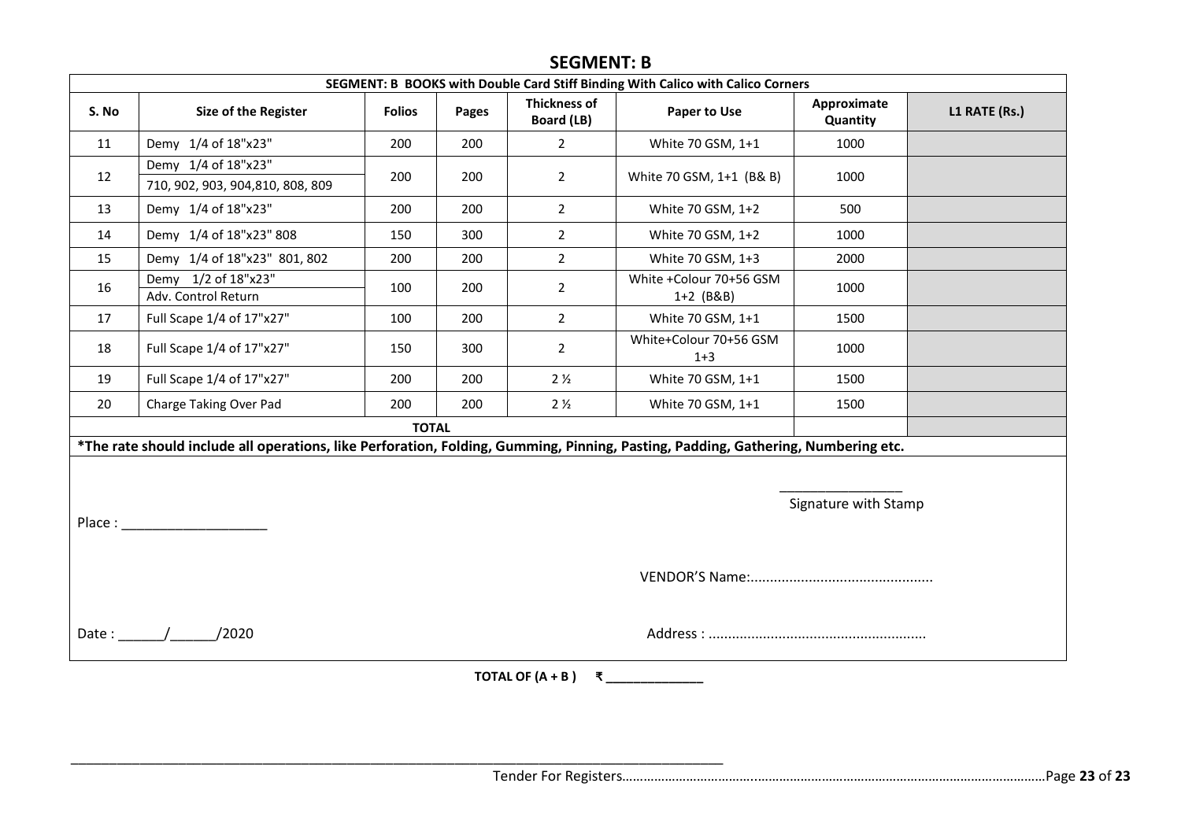# SEGMENT: B

| SEGMENT: B BOOKS with Double Card Stiff Binding With Calico with Calico Corners | | | | | | | |
|---|---|---|---|---|---|---|---|
| S. No | Size of the Register | Folios | Pages | Thickness of Board (LB) | Paper to Use | Approximate Quantity | L1 RATE (Rs.) |
| 11 | Demy 1/4 of 18"x23" | 200 | 200 | 2 | White 70 GSM, 1+1 | 1000 | |
| 12 | Demy 1/4 of 18"x23"<br>710, 902, 903, 904,810, 808, 809 | 200 | 200 | 2 | White 70 GSM, 1+1 (B& B) | 1000 | |
| 13 | Demy 1/4 of 18"x23" | 200 | 200 | 2 | White 70 GSM, 1+2 | 500 | |
| 14 | Demy 1/4 of 18"x23" 808 | 150 | 300 | 2 | White 70 GSM, 1+2 | 1000 | |
| 15 | Demy 1/4 of 18"x23" 801, 802 | 200 | 200 | 2 | White 70 GSM, 1+3 | 2000 | |
| 16 | Demy 1/2 of 18"x23"<br>Adv. Control Return | 100 | 200 | 2 | White +Colour 70+56 GSM 1+2 (B&B) | 1000 | |
| 17 | Full Scape 1/4 of 17"x27" | 100 | 200 | 2 | White 70 GSM, 1+1 | 1500 | |
| 18 | Full Scape 1/4 of 17"x27" | 150 | 300 | 2 | White+Colour 70+56 GSM 1+3 | 1000 | |
| 19 | Full Scape 1/4 of 17"x27" | 200 | 200 | 2 ½ | White 70 GSM, 1+1 | 1500 | |
| 20 | Charge Taking Over Pad | 200 | 200 | 2 ½ | White 70 GSM, 1+1 | 1500 | |
| | | TOTAL | | | | | |

**\*The rate should include all operations, like Perforation, Folding, Gumming, Pinning, Pasting, Padding, Gathering, Numbering etc.**

________________
Signature with Stamp

Place : ___________________

VENDOR'S Name:..............................................

Date : ______/______/2020

Address : .......................................................

**TOTAL OF (A + B ) ₹ ______________**